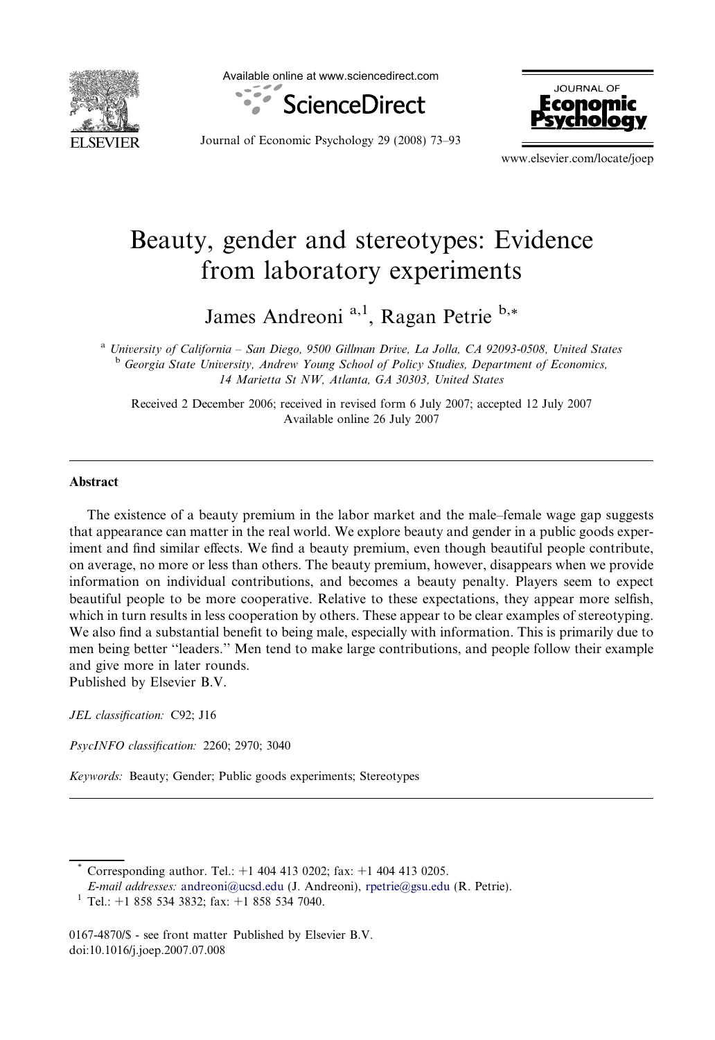# Beauty, gender and stereotypes: Evidence from laboratory experiments

James Andreoni [a,1], Ragan Petrie [b,*]

[a] University of California – San Diego, 9500 Gillman Drive, La Jolla, CA 92093-0508, United States

[b] Georgia State University, Andrew Young School of Policy Studies, Department of Economics, 14 Marietta St NW, Atlanta, GA 30303, United States

Received 2 December 2006; received in revised form 6 July 2007; accepted 12 July 2007
Available online 26 July 2007

---

## Abstract

The existence of a beauty premium in the labor market and the male–female wage gap suggests that appearance can matter in the real world. We explore beauty and gender in a public goods experiment and find similar effects. We find a beauty premium, even though beautiful people contribute, on average, no more or less than others. The beauty premium, however, disappears when we provide information on individual contributions, and becomes a beauty penalty. Players seem to expect beautiful people to be more cooperative. Relative to these expectations, they appear more selfish, which in turn results in less cooperation by others. These appear to be clear examples of stereotyping. We also find a substantial benefit to being male, especially with information. This is primarily due to men being better "leaders." Men tend to make large contributions, and people follow their example and give more in later rounds.

Published by Elsevier B.V.

*JEL classification:* C92; J16

*PsycINFO classification:* 2260; 2970; 3040

*Keywords:* Beauty; Gender; Public goods experiments; Stereotypes

---

\* Corresponding author. Tel.: +1 404 413 0202; fax: +1 404 413 0205.
*E-mail addresses:* andreoni@ucsd.edu (J. Andreoni), rpetrie@gsu.edu (R. Petrie).

[1] Tel.: +1 858 534 3832; fax: +1 858 534 7040.

0167-4870/$ - see front matter Published by Elsevier B.V.
doi:10.1016/j.joep.2007.07.008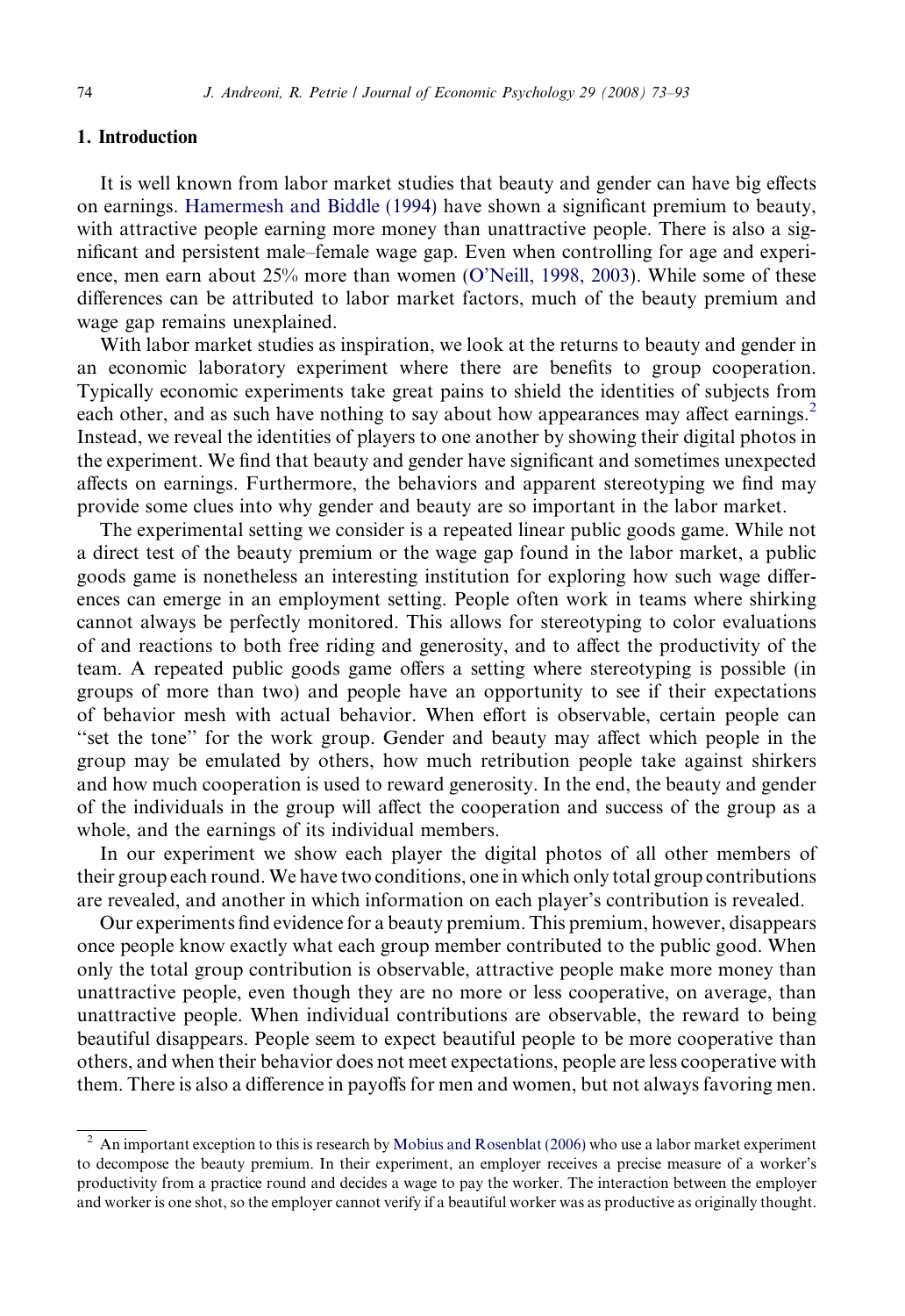## 1. Introduction

It is well known from labor market studies that beauty and gender can have big effects on earnings. Hamermesh and Biddle (1994) have shown a significant premium to beauty, with attractive people earning more money than unattractive people. There is also a significant and persistent male–female wage gap. Even when controlling for age and experience, men earn about 25% more than women (O'Neill, 1998, 2003). While some of these differences can be attributed to labor market factors, much of the beauty premium and wage gap remains unexplained.

With labor market studies as inspiration, we look at the returns to beauty and gender in an economic laboratory experiment where there are benefits to group cooperation. Typically economic experiments take great pains to shield the identities of subjects from each other, and as such have nothing to say about how appearances may affect earnings.[2] Instead, we reveal the identities of players to one another by showing their digital photos in the experiment. We find that beauty and gender have significant and sometimes unexpected affects on earnings. Furthermore, the behaviors and apparent stereotyping we find may provide some clues into why gender and beauty are so important in the labor market.

The experimental setting we consider is a repeated linear public goods game. While not a direct test of the beauty premium or the wage gap found in the labor market, a public goods game is nonetheless an interesting institution for exploring how such wage differences can emerge in an employment setting. People often work in teams where shirking cannot always be perfectly monitored. This allows for stereotyping to color evaluations of and reactions to both free riding and generosity, and to affect the productivity of the team. A repeated public goods game offers a setting where stereotyping is possible (in groups of more than two) and people have an opportunity to see if their expectations of behavior mesh with actual behavior. When effort is observable, certain people can "set the tone" for the work group. Gender and beauty may affect which people in the group may be emulated by others, how much retribution people take against shirkers and how much cooperation is used to reward generosity. In the end, the beauty and gender of the individuals in the group will affect the cooperation and success of the group as a whole, and the earnings of its individual members.

In our experiment we show each player the digital photos of all other members of their group each round. We have two conditions, one in which only total group contributions are revealed, and another in which information on each player's contribution is revealed.

Our experiments find evidence for a beauty premium. This premium, however, disappears once people know exactly what each group member contributed to the public good. When only the total group contribution is observable, attractive people make more money than unattractive people, even though they are no more or less cooperative, on average, than unattractive people. When individual contributions are observable, the reward to being beautiful disappears. People seem to expect beautiful people to be more cooperative than others, and when their behavior does not meet expectations, people are less cooperative with them. There is also a difference in payoffs for men and women, but not always favoring men.

[2] An important exception to this is research by Mobius and Rosenblat (2006) who use a labor market experiment to decompose the beauty premium. In their experiment, an employer receives a precise measure of a worker's productivity from a practice round and decides a wage to pay the worker. The interaction between the employer and worker is one shot, so the employer cannot verify if a beautiful worker was as productive as originally thought.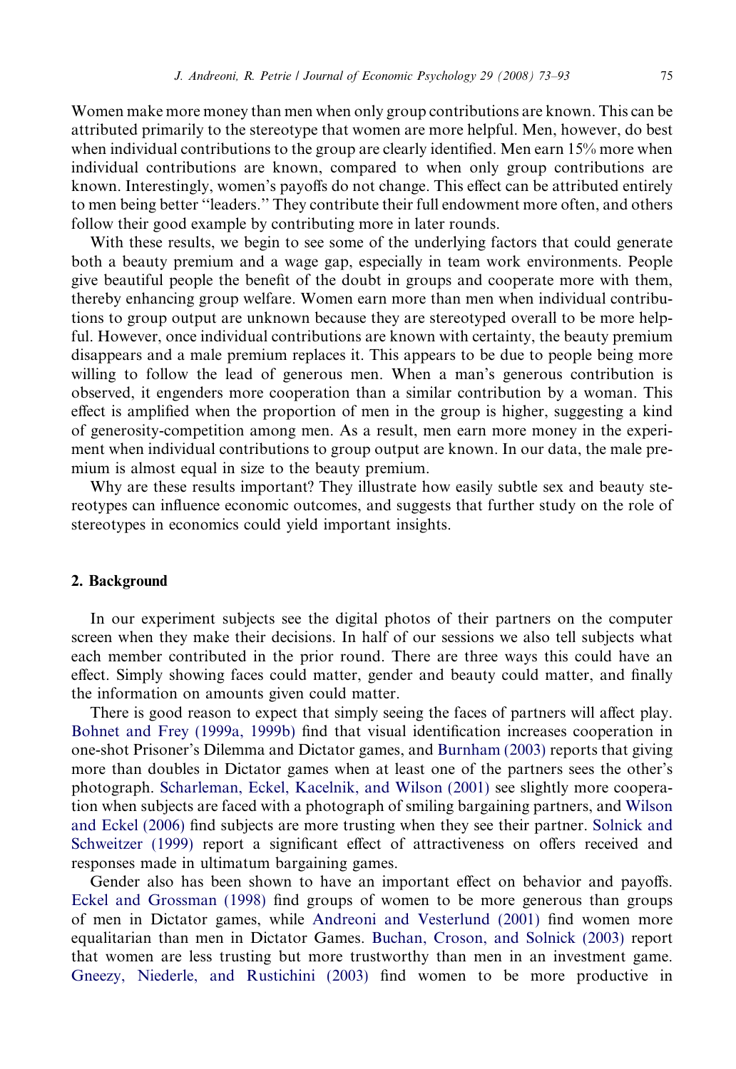Women make more money than men when only group contributions are known. This can be attributed primarily to the stereotype that women are more helpful. Men, however, do best when individual contributions to the group are clearly identified. Men earn 15% more when individual contributions are known, compared to when only group contributions are known. Interestingly, women's payoffs do not change. This effect can be attributed entirely to men being better ''leaders.'' They contribute their full endowment more often, and others follow their good example by contributing more in later rounds.

With these results, we begin to see some of the underlying factors that could generate both a beauty premium and a wage gap, especially in team work environments. People give beautiful people the benefit of the doubt in groups and cooperate more with them, thereby enhancing group welfare. Women earn more than men when individual contributions to group output are unknown because they are stereotyped overall to be more helpful. However, once individual contributions are known with certainty, the beauty premium disappears and a male premium replaces it. This appears to be due to people being more willing to follow the lead of generous men. When a man's generous contribution is observed, it engenders more cooperation than a similar contribution by a woman. This effect is amplified when the proportion of men in the group is higher, suggesting a kind of generosity-competition among men. As a result, men earn more money in the experiment when individual contributions to group output are known. In our data, the male premium is almost equal in size to the beauty premium.

Why are these results important? They illustrate how easily subtle sex and beauty stereotypes can influence economic outcomes, and suggests that further study on the role of stereotypes in economics could yield important insights.

## 2. Background

In our experiment subjects see the digital photos of their partners on the computer screen when they make their decisions. In half of our sessions we also tell subjects what each member contributed in the prior round. There are three ways this could have an effect. Simply showing faces could matter, gender and beauty could matter, and finally the information on amounts given could matter.

There is good reason to expect that simply seeing the faces of partners will affect play. Bohnet and Frey (1999a, 1999b) find that visual identification increases cooperation in one-shot Prisoner's Dilemma and Dictator games, and Burnham (2003) reports that giving more than doubles in Dictator games when at least one of the partners sees the other's photograph. Scharleman, Eckel, Kacelnik, and Wilson (2001) see slightly more cooperation when subjects are faced with a photograph of smiling bargaining partners, and Wilson and Eckel (2006) find subjects are more trusting when they see their partner. Solnick and Schweitzer (1999) report a significant effect of attractiveness on offers received and responses made in ultimatum bargaining games.

Gender also has been shown to have an important effect on behavior and payoffs. Eckel and Grossman (1998) find groups of women to be more generous than groups of men in Dictator games, while Andreoni and Vesterlund (2001) find women more equalitarian than men in Dictator Games. Buchan, Croson, and Solnick (2003) report that women are less trusting but more trustworthy than men in an investment game. Gneezy, Niederle, and Rustichini (2003) find women to be more productive in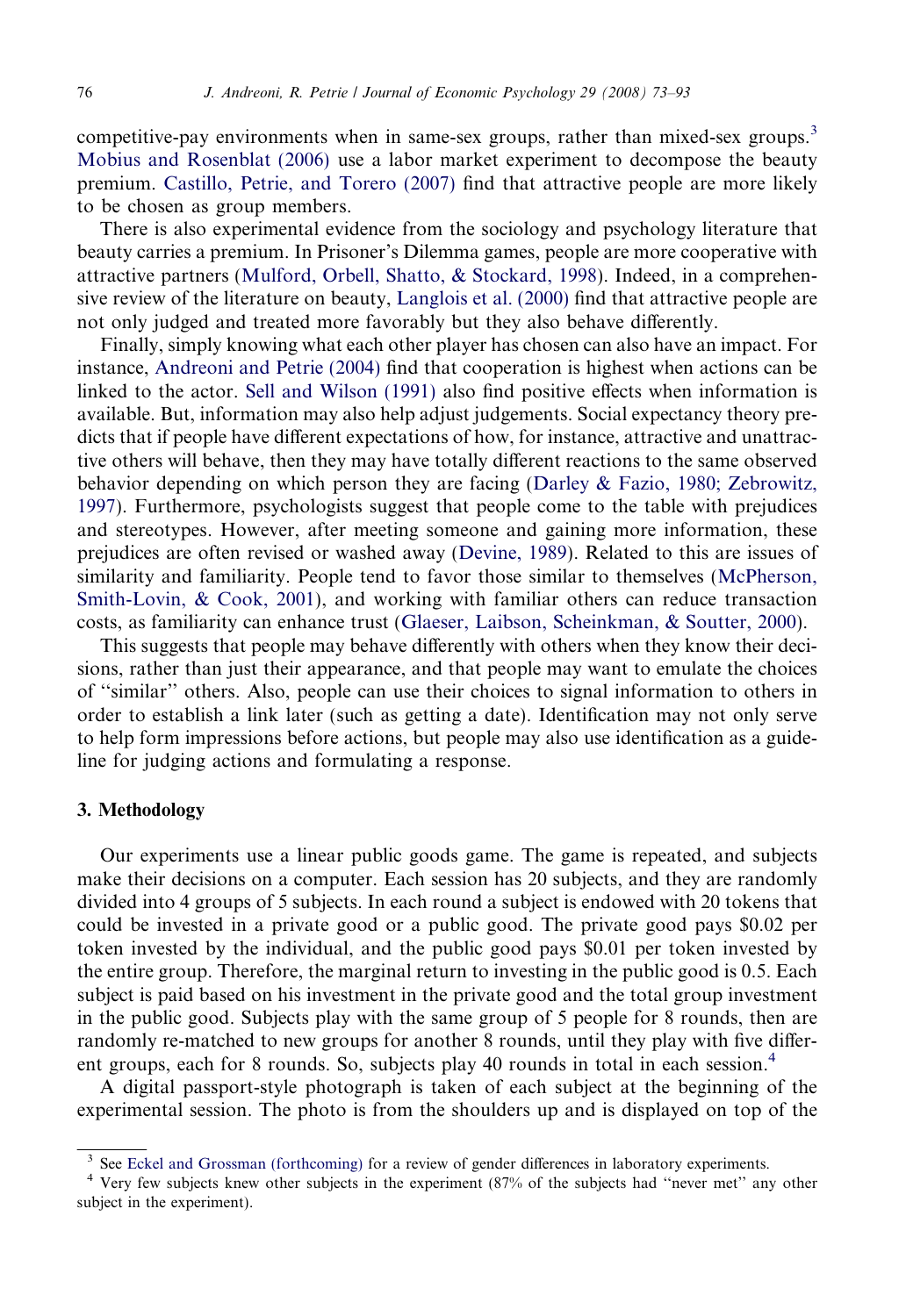competitive-pay environments when in same-sex groups, rather than mixed-sex groups.[3] Mobius and Rosenblat (2006) use a labor market experiment to decompose the beauty premium. Castillo, Petrie, and Torero (2007) find that attractive people are more likely to be chosen as group members.

There is also experimental evidence from the sociology and psychology literature that beauty carries a premium. In Prisoner's Dilemma games, people are more cooperative with attractive partners (Mulford, Orbell, Shatto, & Stockard, 1998). Indeed, in a comprehensive review of the literature on beauty, Langlois et al. (2000) find that attractive people are not only judged and treated more favorably but they also behave differently.

Finally, simply knowing what each other player has chosen can also have an impact. For instance, Andreoni and Petrie (2004) find that cooperation is highest when actions can be linked to the actor. Sell and Wilson (1991) also find positive effects when information is available. But, information may also help adjust judgements. Social expectancy theory predicts that if people have different expectations of how, for instance, attractive and unattractive others will behave, then they may have totally different reactions to the same observed behavior depending on which person they are facing (Darley & Fazio, 1980; Zebrowitz, 1997). Furthermore, psychologists suggest that people come to the table with prejudices and stereotypes. However, after meeting someone and gaining more information, these prejudices are often revised or washed away (Devine, 1989). Related to this are issues of similarity and familiarity. People tend to favor those similar to themselves (McPherson, Smith-Lovin, & Cook, 2001), and working with familiar others can reduce transaction costs, as familiarity can enhance trust (Glaeser, Laibson, Scheinkman, & Soutter, 2000).

This suggests that people may behave differently with others when they know their decisions, rather than just their appearance, and that people may want to emulate the choices of ''similar'' others. Also, people can use their choices to signal information to others in order to establish a link later (such as getting a date). Identification may not only serve to help form impressions before actions, but people may also use identification as a guideline for judging actions and formulating a response.

## 3. Methodology

Our experiments use a linear public goods game. The game is repeated, and subjects make their decisions on a computer. Each session has 20 subjects, and they are randomly divided into 4 groups of 5 subjects. In each round a subject is endowed with 20 tokens that could be invested in a private good or a public good. The private good pays \$0.02 per token invested by the individual, and the public good pays \$0.01 per token invested by the entire group. Therefore, the marginal return to investing in the public good is 0.5. Each subject is paid based on his investment in the private good and the total group investment in the public good. Subjects play with the same group of 5 people for 8 rounds, then are randomly re-matched to new groups for another 8 rounds, until they play with five different groups, each for 8 rounds. So, subjects play 40 rounds in total in each session.[4]

A digital passport-style photograph is taken of each subject at the beginning of the experimental session. The photo is from the shoulders up and is displayed on top of the

[3] See Eckel and Grossman (forthcoming) for a review of gender differences in laboratory experiments.

[4] Very few subjects knew other subjects in the experiment (87% of the subjects had ''never met'' any other subject in the experiment).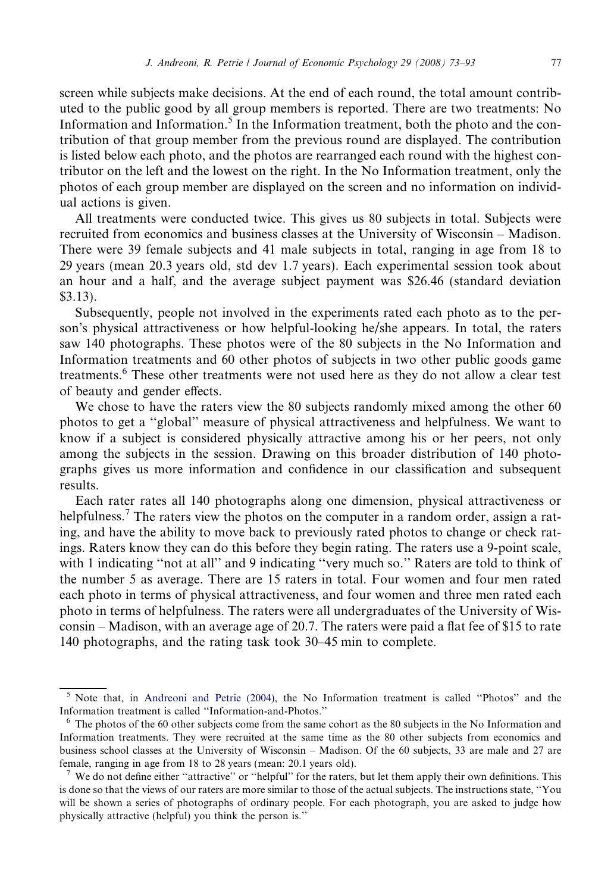screen while subjects make decisions. At the end of each round, the total amount contributed to the public good by all group members is reported. There are two treatments: No Information and Information.[5] In the Information treatment, both the photo and the contribution of that group member from the previous round are displayed. The contribution is listed below each photo, and the photos are rearranged each round with the highest contributor on the left and the lowest on the right. In the No Information treatment, only the photos of each group member are displayed on the screen and no information on individual actions is given.

All treatments were conducted twice. This gives us 80 subjects in total. Subjects were recruited from economics and business classes at the University of Wisconsin – Madison. There were 39 female subjects and 41 male subjects in total, ranging in age from 18 to 29 years (mean 20.3 years old, std dev 1.7 years). Each experimental session took about an hour and a half, and the average subject payment was \$26.46 (standard deviation \$3.13).

Subsequently, people not involved in the experiments rated each photo as to the person's physical attractiveness or how helpful-looking he/she appears. In total, the raters saw 140 photographs. These photos were of the 80 subjects in the No Information and Information treatments and 60 other photos of subjects in two other public goods game treatments.[6] These other treatments were not used here as they do not allow a clear test of beauty and gender effects.

We chose to have the raters view the 80 subjects randomly mixed among the other 60 photos to get a "global" measure of physical attractiveness and helpfulness. We want to know if a subject is considered physically attractive among his or her peers, not only among the subjects in the session. Drawing on this broader distribution of 140 photographs gives us more information and confidence in our classification and subsequent results.

Each rater rates all 140 photographs along one dimension, physical attractiveness or helpfulness.[7] The raters view the photos on the computer in a random order, assign a rating, and have the ability to move back to previously rated photos to change or check ratings. Raters know they can do this before they begin rating. The raters use a 9-point scale, with 1 indicating "not at all" and 9 indicating "very much so." Raters are told to think of the number 5 as average. There are 15 raters in total. Four women and four men rated each photo in terms of physical attractiveness, and four women and three men rated each photo in terms of helpfulness. The raters were all undergraduates of the University of Wisconsin – Madison, with an average age of 20.7. The raters were paid a flat fee of \$15 to rate 140 photographs, and the rating task took 30–45 min to complete.

---

[5] Note that, in Andreoni and Petrie (2004), the No Information treatment is called "Photos" and the Information treatment is called "Information-and-Photos."

[6] The photos of the 60 other subjects come from the same cohort as the 80 subjects in the No Information and Information treatments. They were recruited at the same time as the 80 other subjects from economics and business school classes at the University of Wisconsin – Madison. Of the 60 subjects, 33 are male and 27 are female, ranging in age from 18 to 28 years (mean: 20.1 years old).

[7] We do not define either "attractive" or "helpful" for the raters, but let them apply their own definitions. This is done so that the views of our raters are more similar to those of the actual subjects. The instructions state, "You will be shown a series of photographs of ordinary people. For each photograph, you are asked to judge how physically attractive (helpful) you think the person is."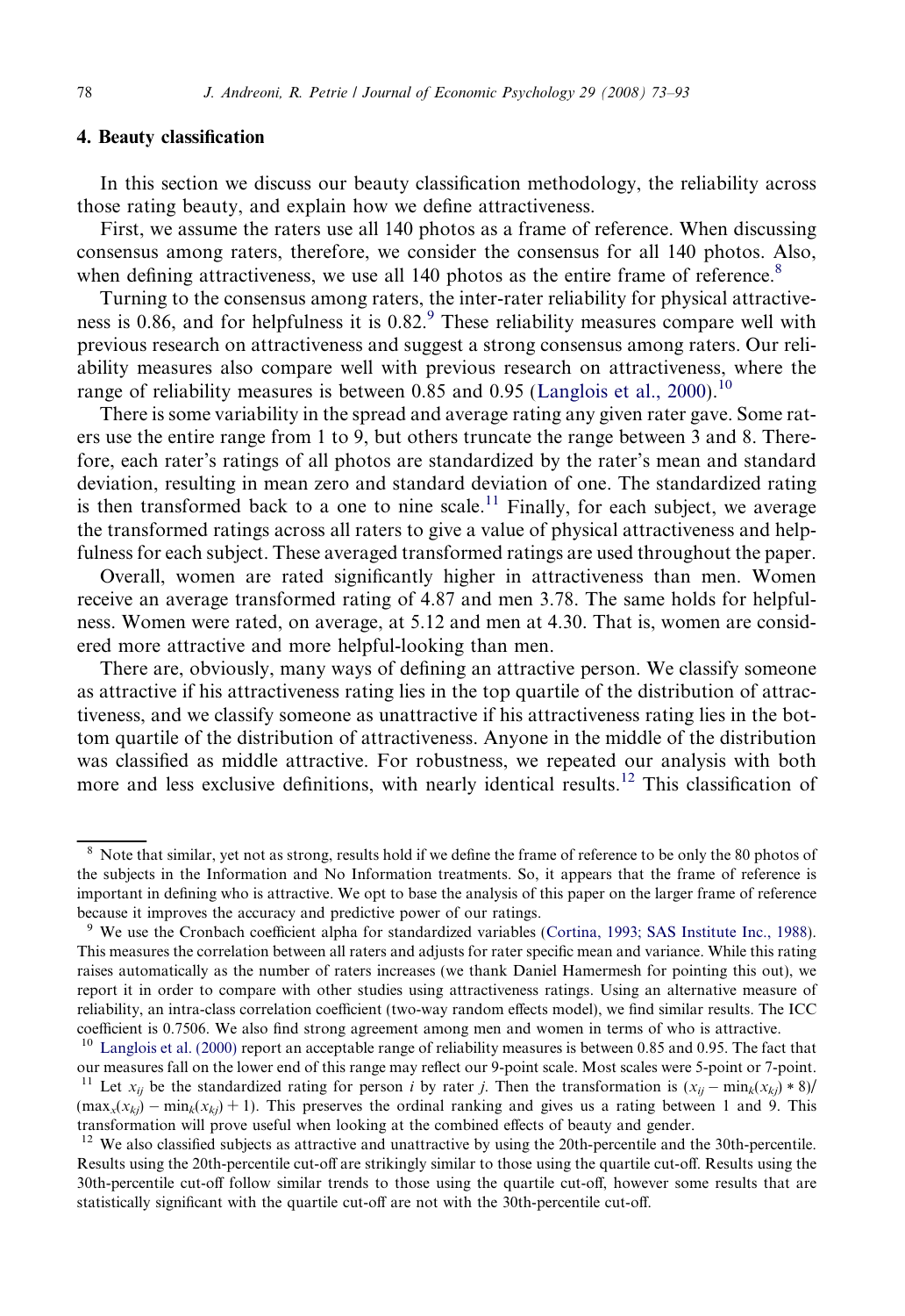## 4. Beauty classification

In this section we discuss our beauty classification methodology, the reliability across those rating beauty, and explain how we define attractiveness.

First, we assume the raters use all 140 photos as a frame of reference. When discussing consensus among raters, therefore, we consider the consensus for all 140 photos. Also, when defining attractiveness, we use all 140 photos as the entire frame of reference.[8]

Turning to the consensus among raters, the inter-rater reliability for physical attractiveness is 0.86, and for helpfulness it is 0.82.[9] These reliability measures compare well with previous research on attractiveness and suggest a strong consensus among raters. Our reliability measures also compare well with previous research on attractiveness, where the range of reliability measures is between 0.85 and 0.95 (Langlois et al., 2000).[10]

There is some variability in the spread and average rating any given rater gave. Some raters use the entire range from 1 to 9, but others truncate the range between 3 and 8. Therefore, each rater's ratings of all photos are standardized by the rater's mean and standard deviation, resulting in mean zero and standard deviation of one. The standardized rating is then transformed back to a one to nine scale.[11] Finally, for each subject, we average the transformed ratings across all raters to give a value of physical attractiveness and helpfulness for each subject. These averaged transformed ratings are used throughout the paper.

Overall, women are rated significantly higher in attractiveness than men. Women receive an average transformed rating of 4.87 and men 3.78. The same holds for helpfulness. Women were rated, on average, at 5.12 and men at 4.30. That is, women are considered more attractive and more helpful-looking than men.

There are, obviously, many ways of defining an attractive person. We classify someone as attractive if his attractiveness rating lies in the top quartile of the distribution of attractiveness, and we classify someone as unattractive if his attractiveness rating lies in the bottom quartile of the distribution of attractiveness. Anyone in the middle of the distribution was classified as middle attractive. For robustness, we repeated our analysis with both more and less exclusive definitions, with nearly identical results.[12] This classification of

---

[8] Note that similar, yet not as strong, results hold if we define the frame of reference to be only the 80 photos of the subjects in the Information and No Information treatments. So, it appears that the frame of reference is important in defining who is attractive. We opt to base the analysis of this paper on the larger frame of reference because it improves the accuracy and predictive power of our ratings.

[9] We use the Cronbach coefficient alpha for standardized variables (Cortina, 1993; SAS Institute Inc., 1988). This measures the correlation between all raters and adjusts for rater specific mean and variance. While this rating raises automatically as the number of raters increases (we thank Daniel Hamermesh for pointing this out), we report it in order to compare with other studies using attractiveness ratings. Using an alternative measure of reliability, an intra-class correlation coefficient (two-way random effects model), we find similar results. The ICC coefficient is 0.7506. We also find strong agreement among men and women in terms of who is attractive.

[10] Langlois et al. (2000) report an acceptable range of reliability measures is between 0.85 and 0.95. The fact that our measures fall on the lower end of this range may reflect our 9-point scale. Most scales were 5-point or 7-point.

[11] Let $x_{ij}$ be the standardized rating for person $i$ by rater $j$. Then the transformation is $(x_{ij} - \min_k(x_{kj}) * 8)/(\max_x(x_{kj}) - \min_k(x_{kj}) + 1)$. This preserves the ordinal ranking and gives us a rating between 1 and 9. This transformation will prove useful when looking at the combined effects of beauty and gender.

[12] We also classified subjects as attractive and unattractive by using the 20th-percentile and the 30th-percentile. Results using the 20th-percentile cut-off are strikingly similar to those using the quartile cut-off. Results using the 30th-percentile cut-off follow similar trends to those using the quartile cut-off, however some results that are statistically significant with the quartile cut-off are not with the 30th-percentile cut-off.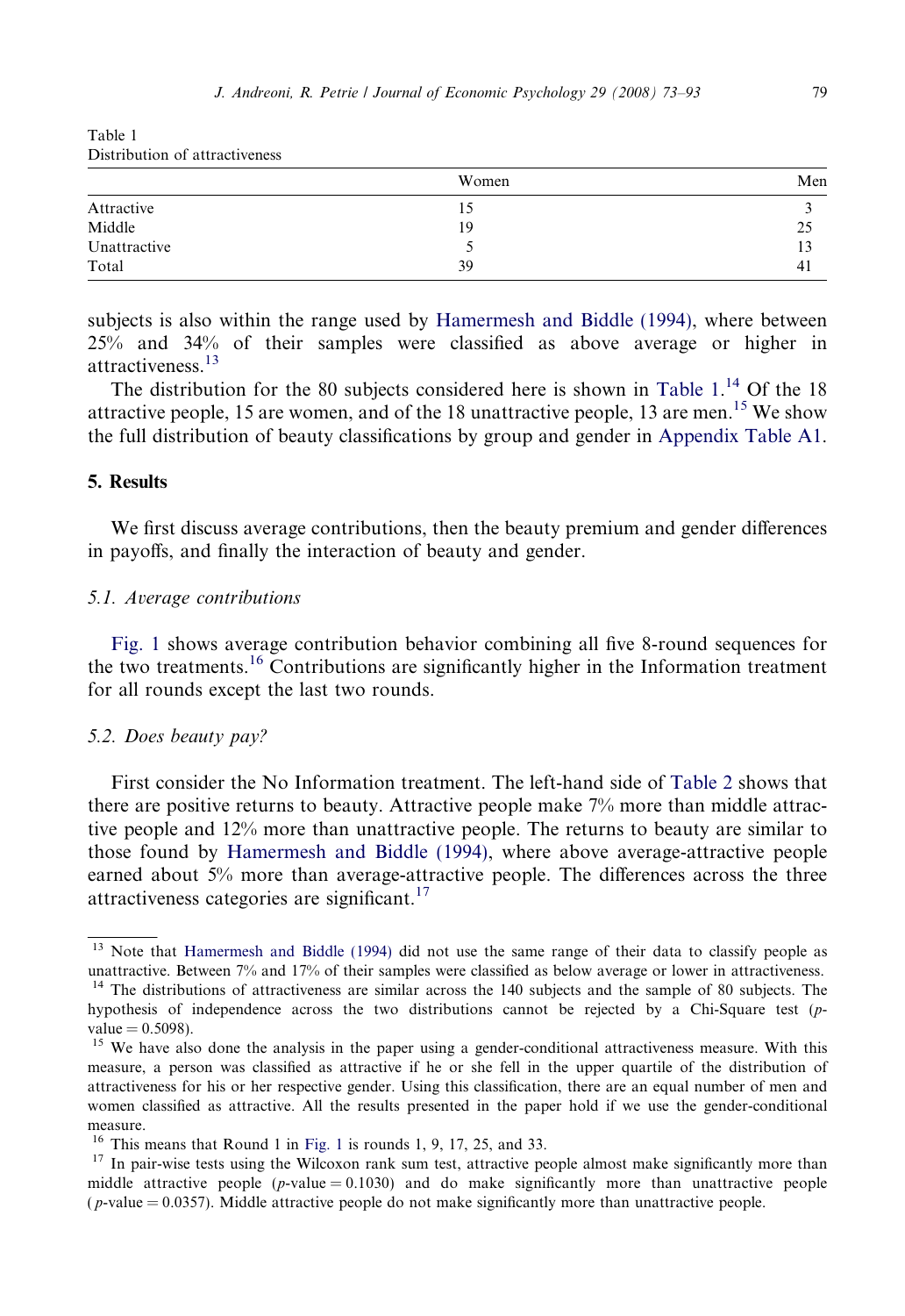Table 1
Distribution of attractiveness

| | Women | Men |
|---|---|---|
| Attractive | 15 | 3 |
| Middle | 19 | 25 |
| Unattractive | 5 | 13 |
| Total | 39 | 41 |

subjects is also within the range used by Hamermesh and Biddle (1994), where between 25% and 34% of their samples were classified as above average or higher in attractiveness.[13]

The distribution for the 80 subjects considered here is shown in Table 1.[14] Of the 18 attractive people, 15 are women, and of the 18 unattractive people, 13 are men.[15] We show the full distribution of beauty classifications by group and gender in Appendix Table A1.

## 5. Results

We first discuss average contributions, then the beauty premium and gender differences in payoffs, and finally the interaction of beauty and gender.

### 5.1. Average contributions

Fig. 1 shows average contribution behavior combining all five 8-round sequences for the two treatments.[16] Contributions are significantly higher in the Information treatment for all rounds except the last two rounds.

### 5.2. Does beauty pay?

First consider the No Information treatment. The left-hand side of Table 2 shows that there are positive returns to beauty. Attractive people make 7% more than middle attractive people and 12% more than unattractive people. The returns to beauty are similar to those found by Hamermesh and Biddle (1994), where above average-attractive people earned about 5% more than average-attractive people. The differences across the three attractiveness categories are significant.[17]

---

[13] Note that Hamermesh and Biddle (1994) did not use the same range of their data to classify people as unattractive. Between 7% and 17% of their samples were classified as below average or lower in attractiveness.

[14] The distributions of attractiveness are similar across the 140 subjects and the sample of 80 subjects. The hypothesis of independence across the two distributions cannot be rejected by a Chi-Square test ($p$-value = 0.5098).

[15] We have also done the analysis in the paper using a gender-conditional attractiveness measure. With this measure, a person was classified as attractive if he or she fell in the upper quartile of the distribution of attractiveness for his or her respective gender. Using this classification, there are an equal number of men and women classified as attractive. All the results presented in the paper hold if we use the gender-conditional measure.

[16] This means that Round 1 in Fig. 1 is rounds 1, 9, 17, 25, and 33.

[17] In pair-wise tests using the Wilcoxon rank sum test, attractive people almost make significantly more than middle attractive people ($p$-value = 0.1030) and do make significantly more than unattractive people ($p$-value = 0.0357). Middle attractive people do not make significantly more than unattractive people.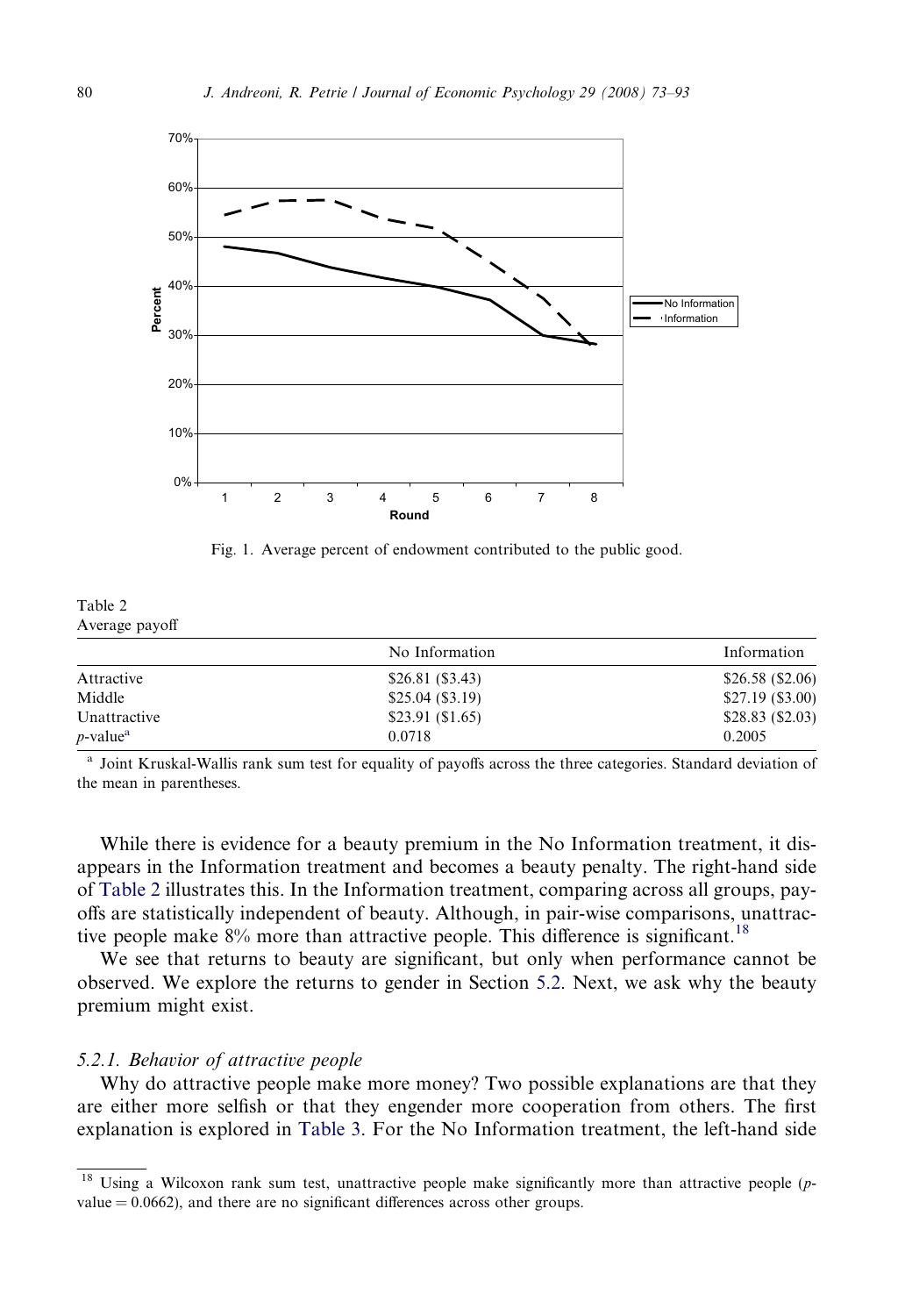Fig. 1. Average percent of endowment contributed to the public good.

Table 2
Average payoff

| | No Information | Information |
|---|---|---|
| Attractive | \$26.81 (\$3.43) | \$26.58 (\$2.06) |
| Middle | \$25.04 (\$3.19) | \$27.19 (\$3.00) |
| Unattractive | \$23.91 (\$1.65) | \$28.83 (\$2.03) |
| *p*-value[a] | 0.0718 | 0.2005 |

[a] Joint Kruskal-Wallis rank sum test for equality of payoffs across the three categories. Standard deviation of the mean in parentheses.

While there is evidence for a beauty premium in the No Information treatment, it disappears in the Information treatment and becomes a beauty penalty. The right-hand side of Table 2 illustrates this. In the Information treatment, comparing across all groups, payoffs are statistically independent of beauty. Although, in pair-wise comparisons, unattractive people make 8% more than attractive people. This difference is significant.[18]

We see that returns to beauty are significant, but only when performance cannot be observed. We explore the returns to gender in Section 5.2. Next, we ask why the beauty premium might exist.

#### 5.2.1. *Behavior of attractive people*

Why do attractive people make more money? Two possible explanations are that they are either more selfish or that they engender more cooperation from others. The first explanation is explored in Table 3. For the No Information treatment, the left-hand side

[18] Using a Wilcoxon rank sum test, unattractive people make significantly more than attractive people ($p$-value = 0.0662), and there are no significant differences across other groups.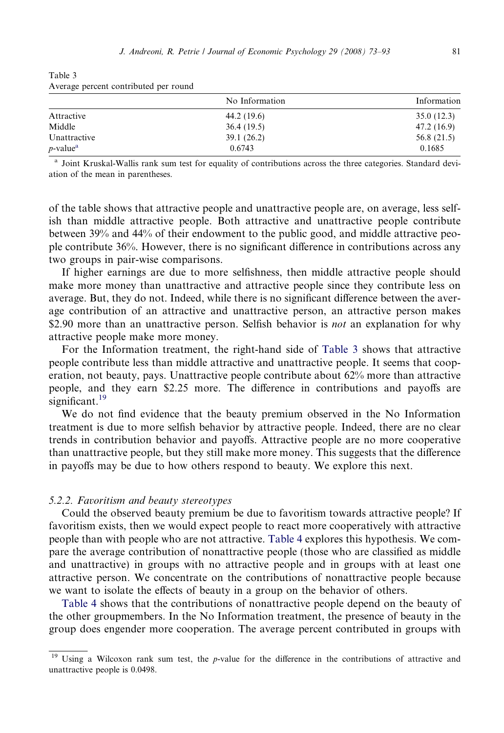Table 3
Average percent contributed per round

| | No Information | Information |
|---|---|---|
| Attractive | 44.2 (19.6) | 35.0 (12.3) |
| Middle | 36.4 (19.5) | 47.2 (16.9) |
| Unattractive | 39.1 (26.2) | 56.8 (21.5) |
| *p*-value[a] | 0.6743 | 0.1685 |

[a] Joint Kruskal-Wallis rank sum test for equality of contributions across the three categories. Standard deviation of the mean in parentheses.

of the table shows that attractive people and unattractive people are, on average, less selfish than middle attractive people. Both attractive and unattractive people contribute between 39% and 44% of their endowment to the public good, and middle attractive people contribute 36%. However, there is no significant difference in contributions across any two groups in pair-wise comparisons.

If higher earnings are due to more selfishness, then middle attractive people should make more money than unattractive and attractive people since they contribute less on average. But, they do not. Indeed, while there is no significant difference between the average contribution of an attractive and unattractive person, an attractive person makes $2.90 more than an unattractive person. Selfish behavior is *not* an explanation for why attractive people make more money.

For the Information treatment, the right-hand side of Table 3 shows that attractive people contribute less than middle attractive and unattractive people. It seems that cooperation, not beauty, pays. Unattractive people contribute about 62% more than attractive people, and they earn $2.25 more. The difference in contributions and payoffs are significant.[19]

We do not find evidence that the beauty premium observed in the No Information treatment is due to more selfish behavior by attractive people. Indeed, there are no clear trends in contribution behavior and payoffs. Attractive people are no more cooperative than unattractive people, but they still make more money. This suggests that the difference in payoffs may be due to how others respond to beauty. We explore this next.

### 5.2.2. Favoritism and beauty stereotypes

Could the observed beauty premium be due to favoritism towards attractive people? If favoritism exists, then we would expect people to react more cooperatively with attractive people than with people who are not attractive. Table 4 explores this hypothesis. We compare the average contribution of nonattractive people (those who are classified as middle and unattractive) in groups with no attractive people and in groups with at least one attractive person. We concentrate on the contributions of nonattractive people because we want to isolate the effects of beauty in a group on the behavior of others.

Table 4 shows that the contributions of nonattractive people depend on the beauty of the other groupmembers. In the No Information treatment, the presence of beauty in the group does engender more cooperation. The average percent contributed in groups with

[19] Using a Wilcoxon rank sum test, the *p*-value for the difference in the contributions of attractive and unattractive people is 0.0498.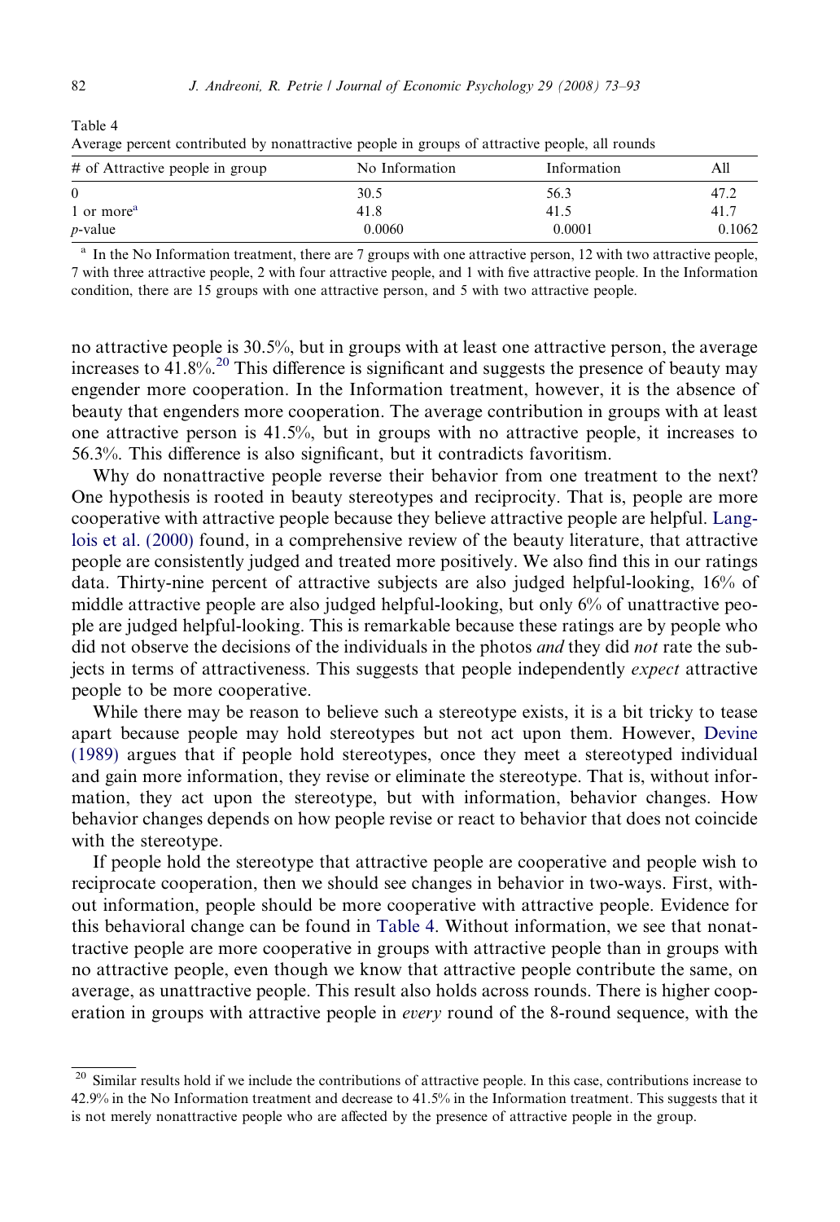Table 4
Average percent contributed by nonattractive people in groups of attractive people, all rounds

| # of Attractive people in group | No Information | Information | All |
|---|---|---|---|
| 0 | 30.5 | 56.3 | 47.2 |
| 1 or more[a] | 41.8 | 41.5 | 41.7 |
| *p*-value | 0.0060 | 0.0001 | 0.1062 |

[a] In the No Information treatment, there are 7 groups with one attractive person, 12 with two attractive people, 7 with three attractive people, 2 with four attractive people, and 1 with five attractive people. In the Information condition, there are 15 groups with one attractive person, and 5 with two attractive people.

no attractive people is 30.5%, but in groups with at least one attractive person, the average increases to 41.8%.[20] This difference is significant and suggests the presence of beauty may engender more cooperation. In the Information treatment, however, it is the absence of beauty that engenders more cooperation. The average contribution in groups with at least one attractive person is 41.5%, but in groups with no attractive people, it increases to 56.3%. This difference is also significant, but it contradicts favoritism.

Why do nonattractive people reverse their behavior from one treatment to the next? One hypothesis is rooted in beauty stereotypes and reciprocity. That is, people are more cooperative with attractive people because they believe attractive people are helpful. Langlois et al. (2000) found, in a comprehensive review of the beauty literature, that attractive people are consistently judged and treated more positively. We also find this in our ratings data. Thirty-nine percent of attractive subjects are also judged helpful-looking, 16% of middle attractive people are also judged helpful-looking, but only 6% of unattractive people are judged helpful-looking. This is remarkable because these ratings are by people who did not observe the decisions of the individuals in the photos *and* they did *not* rate the subjects in terms of attractiveness. This suggests that people independently *expect* attractive people to be more cooperative.

While there may be reason to believe such a stereotype exists, it is a bit tricky to tease apart because people may hold stereotypes but not act upon them. However, Devine (1989) argues that if people hold stereotypes, once they meet a stereotyped individual and gain more information, they revise or eliminate the stereotype. That is, without information, they act upon the stereotype, but with information, behavior changes. How behavior changes depends on how people revise or react to behavior that does not coincide with the stereotype.

If people hold the stereotype that attractive people are cooperative and people wish to reciprocate cooperation, then we should see changes in behavior in two-ways. First, without information, people should be more cooperative with attractive people. Evidence for this behavioral change can be found in Table 4. Without information, we see that nonattractive people are more cooperative in groups with attractive people than in groups with no attractive people, even though we know that attractive people contribute the same, on average, as unattractive people. This result also holds across rounds. There is higher cooperation in groups with attractive people in *every* round of the 8-round sequence, with the

[20] Similar results hold if we include the contributions of attractive people. In this case, contributions increase to 42.9% in the No Information treatment and decrease to 41.5% in the Information treatment. This suggests that it is not merely nonattractive people who are affected by the presence of attractive people in the group.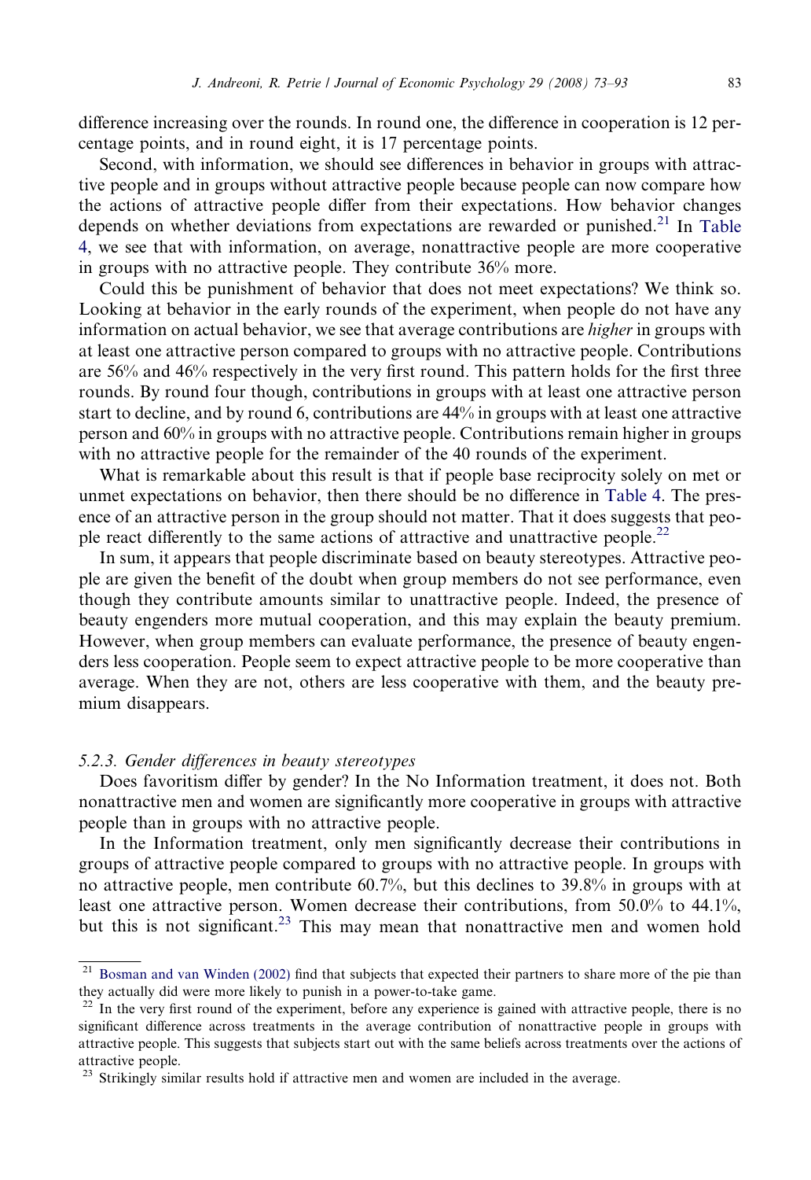difference increasing over the rounds. In round one, the difference in cooperation is 12 percentage points, and in round eight, it is 17 percentage points.

Second, with information, we should see differences in behavior in groups with attractive people and in groups without attractive people because people can now compare how the actions of attractive people differ from their expectations. How behavior changes depends on whether deviations from expectations are rewarded or punished.[21] In Table 4, we see that with information, on average, nonattractive people are more cooperative in groups with no attractive people. They contribute 36% more.

Could this be punishment of behavior that does not meet expectations? We think so. Looking at behavior in the early rounds of the experiment, when people do not have any information on actual behavior, we see that average contributions are *higher* in groups with at least one attractive person compared to groups with no attractive people. Contributions are 56% and 46% respectively in the very first round. This pattern holds for the first three rounds. By round four though, contributions in groups with at least one attractive person start to decline, and by round 6, contributions are 44% in groups with at least one attractive person and 60% in groups with no attractive people. Contributions remain higher in groups with no attractive people for the remainder of the 40 rounds of the experiment.

What is remarkable about this result is that if people base reciprocity solely on met or unmet expectations on behavior, then there should be no difference in Table 4. The presence of an attractive person in the group should not matter. That it does suggests that people react differently to the same actions of attractive and unattractive people.[22]

In sum, it appears that people discriminate based on beauty stereotypes. Attractive people are given the benefit of the doubt when group members do not see performance, even though they contribute amounts similar to unattractive people. Indeed, the presence of beauty engenders more mutual cooperation, and this may explain the beauty premium. However, when group members can evaluate performance, the presence of beauty engenders less cooperation. People seem to expect attractive people to be more cooperative than average. When they are not, others are less cooperative with them, and the beauty premium disappears.

### 5.2.3. Gender differences in beauty stereotypes

Does favoritism differ by gender? In the No Information treatment, it does not. Both nonattractive men and women are significantly more cooperative in groups with attractive people than in groups with no attractive people.

In the Information treatment, only men significantly decrease their contributions in groups of attractive people compared to groups with no attractive people. In groups with no attractive people, men contribute 60.7%, but this declines to 39.8% in groups with at least one attractive person. Women decrease their contributions, from 50.0% to 44.1%, but this is not significant.[23] This may mean that nonattractive men and women hold

---

[21] Bosman and van Winden (2002) find that subjects that expected their partners to share more of the pie than they actually did were more likely to punish in a power-to-take game.

[22] In the very first round of the experiment, before any experience is gained with attractive people, there is no significant difference across treatments in the average contribution of nonattractive people in groups with attractive people. This suggests that subjects start out with the same beliefs across treatments over the actions of attractive people.

[23] Strikingly similar results hold if attractive men and women are included in the average.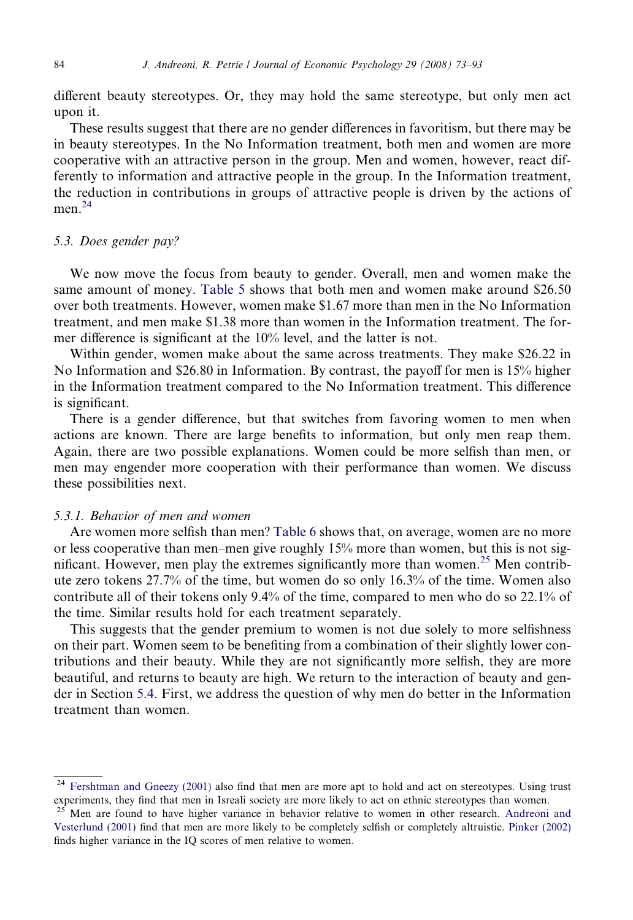different beauty stereotypes. Or, they may hold the same stereotype, but only men act upon it.

These results suggest that there are no gender differences in favoritism, but there may be in beauty stereotypes. In the No Information treatment, both men and women are more cooperative with an attractive person in the group. Men and women, however, react differently to information and attractive people in the group. In the Information treatment, the reduction in contributions in groups of attractive people is driven by the actions of men.[24]

### 5.3. Does gender pay?

We now move the focus from beauty to gender. Overall, men and women make the same amount of money. Table 5 shows that both men and women make around \$26.50 over both treatments. However, women make \$1.67 more than men in the No Information treatment, and men make \$1.38 more than women in the Information treatment. The former difference is significant at the 10% level, and the latter is not.

Within gender, women make about the same across treatments. They make \$26.22 in No Information and \$26.80 in Information. By contrast, the payoff for men is 15% higher in the Information treatment compared to the No Information treatment. This difference is significant.

There is a gender difference, but that switches from favoring women to men when actions are known. There are large benefits to information, but only men reap them. Again, there are two possible explanations. Women could be more selfish than men, or men may engender more cooperation with their performance than women. We discuss these possibilities next.

#### 5.3.1. Behavior of men and women

Are women more selfish than men? Table 6 shows that, on average, women are no more or less cooperative than men–men give roughly 15% more than women, but this is not significant. However, men play the extremes significantly more than women.[25] Men contribute zero tokens 27.7% of the time, but women do so only 16.3% of the time. Women also contribute all of their tokens only 9.4% of the time, compared to men who do so 22.1% of the time. Similar results hold for each treatment separately.

This suggests that the gender premium to women is not due solely to more selfishness on their part. Women seem to be benefiting from a combination of their slightly lower contributions and their beauty. While they are not significantly more selfish, they are more beautiful, and returns to beauty are high. We return to the interaction of beauty and gender in Section 5.4. First, we address the question of why men do better in the Information treatment than women.

---

[24] Fershtman and Gneezy (2001) also find that men are more apt to hold and act on stereotypes. Using trust experiments, they find that men in Isreali society are more likely to act on ethnic stereotypes than women.

[25] Men are found to have higher variance in behavior relative to women in other research. Andreoni and Vesterlund (2001) find that men are more likely to be completely selfish or completely altruistic. Pinker (2002) finds higher variance in the IQ scores of men relative to women.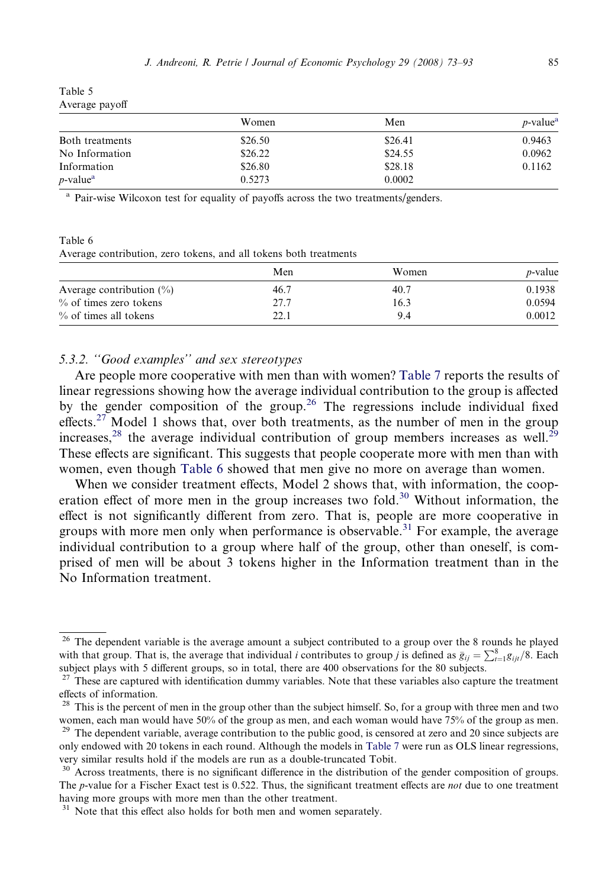Table 5
Average payoff

| | Women | Men | *p*-value[a] |
|---|---|---|---|
| Both treatments | \$26.50 | \$26.41 | 0.9463 |
| No Information | \$26.22 | \$24.55 | 0.0962 |
| Information | \$26.80 | \$28.18 | 0.1162 |
| *p*-value[a] | 0.5273 | 0.0002 | |

[a] Pair-wise Wilcoxon test for equality of payoffs across the two treatments/genders.

Table 6
Average contribution, zero tokens, and all tokens both treatments

| | Men | Women | *p*-value |
|---|---|---|---|
| Average contribution (%) | 46.7 | 40.7 | 0.1938 |
| % of times zero tokens | 27.7 | 16.3 | 0.0594 |
| % of times all tokens | 22.1 | 9.4 | 0.0012 |

### 5.3.2. "Good examples" and sex stereotypes

Are people more cooperative with men than with women? Table 7 reports the results of linear regressions showing how the average individual contribution to the group is affected by the gender composition of the group.[26] The regressions include individual fixed effects.[27] Model 1 shows that, over both treatments, as the number of men in the group increases,[28] the average individual contribution of group members increases as well.[29] These effects are significant. This suggests that people cooperate more with men than with women, even though Table 6 showed that men give no more on average than women.

When we consider treatment effects, Model 2 shows that, with information, the cooperation effect of more men in the group increases two fold.[30] Without information, the effect is not significantly different from zero. That is, people are more cooperative in groups with more men only when performance is observable.[31] For example, the average individual contribution to a group where half of the group, other than oneself, is comprised of men will be about 3 tokens higher in the Information treatment than in the No Information treatment.

---

[26] The dependent variable is the average amount a subject contributed to a group over the 8 rounds he played with that group. That is, the average that individual $i$ contributes to group $j$ is defined as $\bar{g}_{ij} = \sum_{t=1}^{8} g_{ijt}/8$. Each subject plays with 5 different groups, so in total, there are 400 observations for the 80 subjects.

[27] These are captured with identification dummy variables. Note that these variables also capture the treatment effects of information.

[28] This is the percent of men in the group other than the subject himself. So, for a group with three men and two women, each man would have 50% of the group as men, and each woman would have 75% of the group as men.

[29] The dependent variable, average contribution to the public good, is censored at zero and 20 since subjects are only endowed with 20 tokens in each round. Although the models in Table 7 were run as OLS linear regressions, very similar results hold if the models are run as a double-truncated Tobit.

[30] Across treatments, there is no significant difference in the distribution of the gender composition of groups. The *p*-value for a Fischer Exact test is 0.522. Thus, the significant treatment effects are *not* due to one treatment having more groups with more men than the other treatment.

[31] Note that this effect also holds for both men and women separately.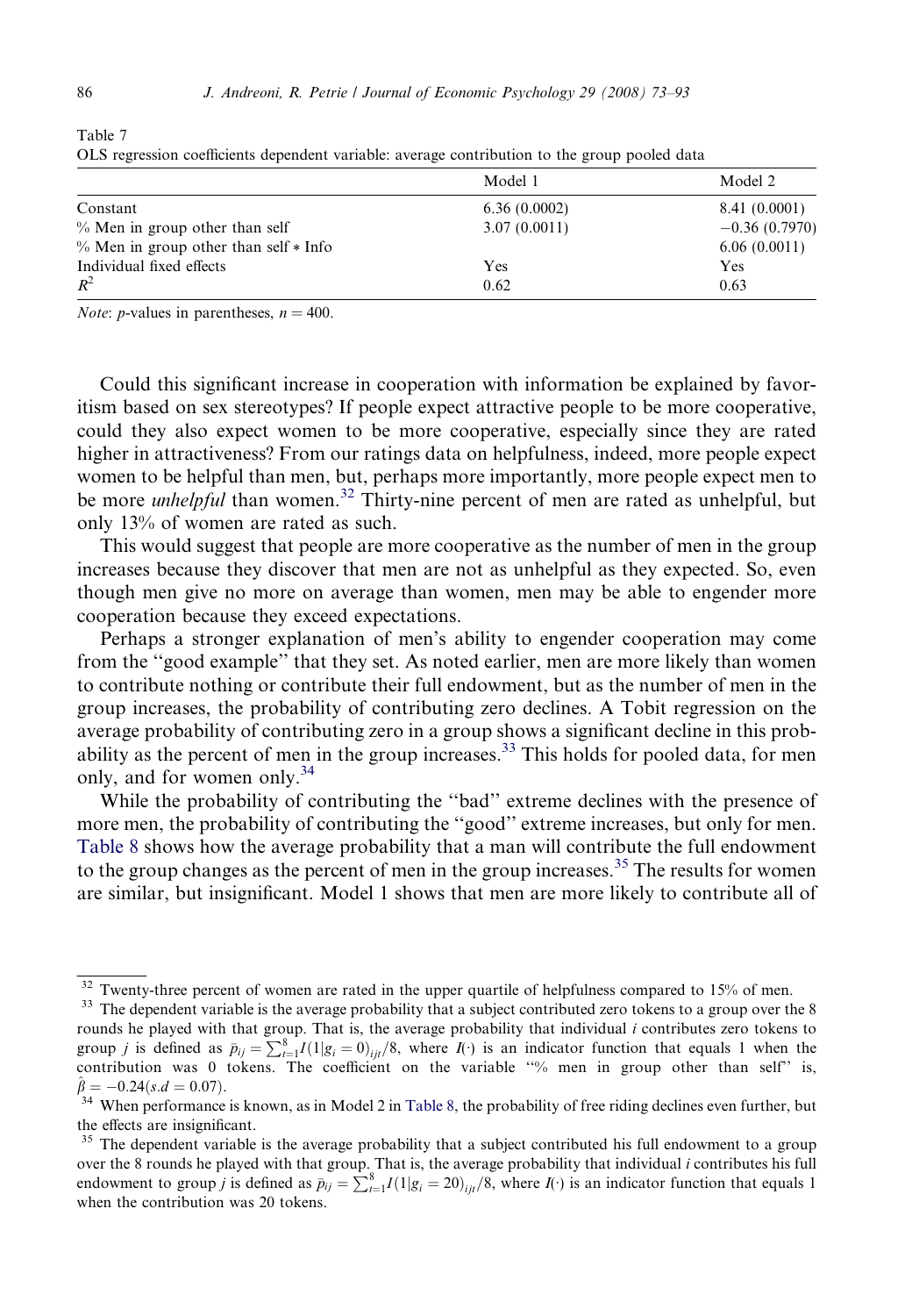Table 7

OLS regression coefficients dependent variable: average contribution to the group pooled data

| | Model 1 | Model 2 |
|---|---|---|
| Constant | 6.36 (0.0002) | 8.41 (0.0001) |
| % Men in group other than self | 3.07 (0.0011) | −0.36 (0.7970) |
| % Men in group other than self * Info | | 6.06 (0.0011) |
| Individual fixed effects | Yes | Yes |
| $R^2$ | 0.62 | 0.63 |

*Note*: *p*-values in parentheses, $n = 400$.

Could this significant increase in cooperation with information be explained by favoritism based on sex stereotypes? If people expect attractive people to be more cooperative, could they also expect women to be more cooperative, especially since they are rated higher in attractiveness? From our ratings data on helpfulness, indeed, more people expect women to be helpful than men, but, perhaps more importantly, more people expect men to be more *unhelpful* than women.[32] Thirty-nine percent of men are rated as unhelpful, but only 13% of women are rated as such.

This would suggest that people are more cooperative as the number of men in the group increases because they discover that men are not as unhelpful as they expected. So, even though men give no more on average than women, men may be able to engender more cooperation because they exceed expectations.

Perhaps a stronger explanation of men's ability to engender cooperation may come from the "good example" that they set. As noted earlier, men are more likely than women to contribute nothing or contribute their full endowment, but as the number of men in the group increases, the probability of contributing zero declines. A Tobit regression on the average probability of contributing zero in a group shows a significant decline in this probability as the percent of men in the group increases.[33] This holds for pooled data, for men only, and for women only.[34]

While the probability of contributing the "bad" extreme declines with the presence of more men, the probability of contributing the "good" extreme increases, but only for men. Table 8 shows how the average probability that a man will contribute the full endowment to the group changes as the percent of men in the group increases.[35] The results for women are similar, but insignificant. Model 1 shows that men are more likely to contribute all of

---

[32] Twenty-three percent of women are rated in the upper quartile of helpfulness compared to 15% of men.

[33] The dependent variable is the average probability that a subject contributed zero tokens to a group over the 8 rounds he played with that group. That is, the average probability that individual *i* contributes zero tokens to group *j* is defined as $\bar{p}_{ij} = \sum_{t=1}^{8} I(1|g_i = 0)_{ijt}/8$, where $I(\cdot)$ is an indicator function that equals 1 when the contribution was 0 tokens. The coefficient on the variable "% men in group other than self" is, $\hat{\beta} = -0.24(s.d = 0.07)$.

[34] When performance is known, as in Model 2 in Table 8, the probability of free riding declines even further, but the effects are insignificant.

[35] The dependent variable is the average probability that a subject contributed his full endowment to a group over the 8 rounds he played with that group. That is, the average probability that individual *i* contributes his full endowment to group *j* is defined as $\bar{p}_{ij} = \sum_{t=1}^{8} I(1|g_i = 20)_{ijt}/8$, where $I(\cdot)$ is an indicator function that equals 1 when the contribution was 20 tokens.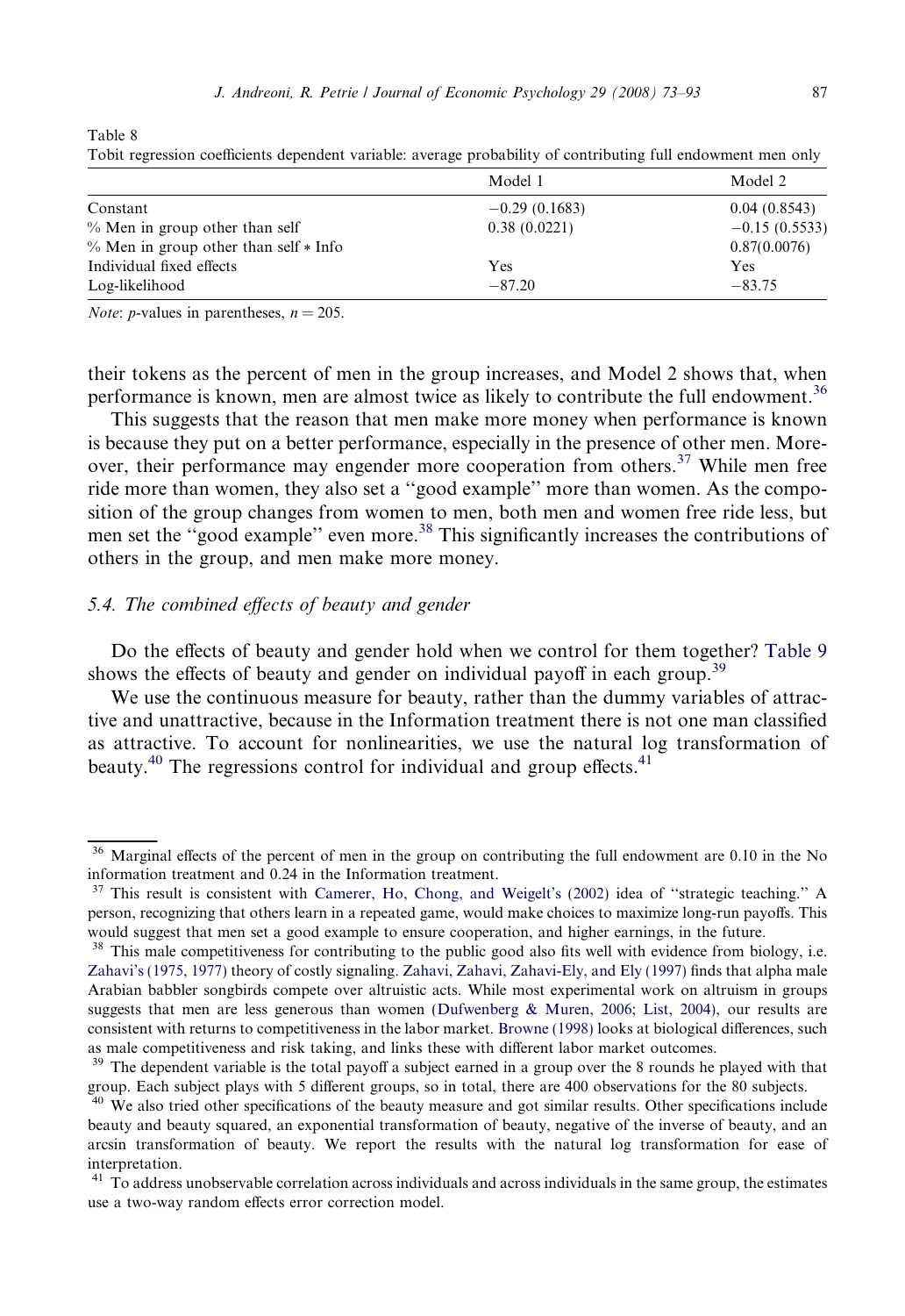Table 8

Tobit regression coefficients dependent variable: average probability of contributing full endowment men only

| | Model 1 | Model 2 |
|---|---|---|
| Constant | −0.29 (0.1683) | 0.04 (0.8543) |
| % Men in group other than self | 0.38 (0.0221) | −0.15 (0.5533) |
| % Men in group other than self * Info | | 0.87(0.0076) |
| Individual fixed effects | Yes | Yes |
| Log-likelihood | −87.20 | −83.75 |

*Note*: *p*-values in parentheses, $n = 205$.

their tokens as the percent of men in the group increases, and Model 2 shows that, when performance is known, men are almost twice as likely to contribute the full endowment.[36]

This suggests that the reason that men make more money when performance is known is because they put on a better performance, especially in the presence of other men. Moreover, their performance may engender more cooperation from others.[37] While men free ride more than women, they also set a ''good example'' more than women. As the composition of the group changes from women to men, both men and women free ride less, but men set the ''good example'' even more.[38] This significantly increases the contributions of others in the group, and men make more money.

### 5.4. The combined effects of beauty and gender

Do the effects of beauty and gender hold when we control for them together? Table 9 shows the effects of beauty and gender on individual payoff in each group.[39]

We use the continuous measure for beauty, rather than the dummy variables of attractive and unattractive, because in the Information treatment there is not one man classified as attractive. To account for nonlinearities, we use the natural log transformation of beauty.[40] The regressions control for individual and group effects.[41]

---

[36] Marginal effects of the percent of men in the group on contributing the full endowment are 0.10 in the No information treatment and 0.24 in the Information treatment.

[37] This result is consistent with Camerer, Ho, Chong, and Weigelt's (2002) idea of ''strategic teaching.'' A person, recognizing that others learn in a repeated game, would make choices to maximize long-run payoffs. This would suggest that men set a good example to ensure cooperation, and higher earnings, in the future.

[38] This male competitiveness for contributing to the public good also fits well with evidence from biology, i.e. Zahavi's (1975, 1977) theory of costly signaling. Zahavi, Zahavi, Zahavi-Ely, and Ely (1997) finds that alpha male Arabian babbler songbirds compete over altruistic acts. While most experimental work on altruism in groups suggests that men are less generous than women (Dufwenberg & Muren, 2006; List, 2004), our results are consistent with returns to competitiveness in the labor market. Browne (1998) looks at biological differences, such as male competitiveness and risk taking, and links these with different labor market outcomes.

[39] The dependent variable is the total payoff a subject earned in a group over the 8 rounds he played with that group. Each subject plays with 5 different groups, so in total, there are 400 observations for the 80 subjects.

[40] We also tried other specifications of the beauty measure and got similar results. Other specifications include beauty and beauty squared, an exponential transformation of beauty, negative of the inverse of beauty, and an arcsin transformation of beauty. We report the results with the natural log transformation for ease of interpretation.

[41] To address unobservable correlation across individuals and across individuals in the same group, the estimates use a two-way random effects error correction model.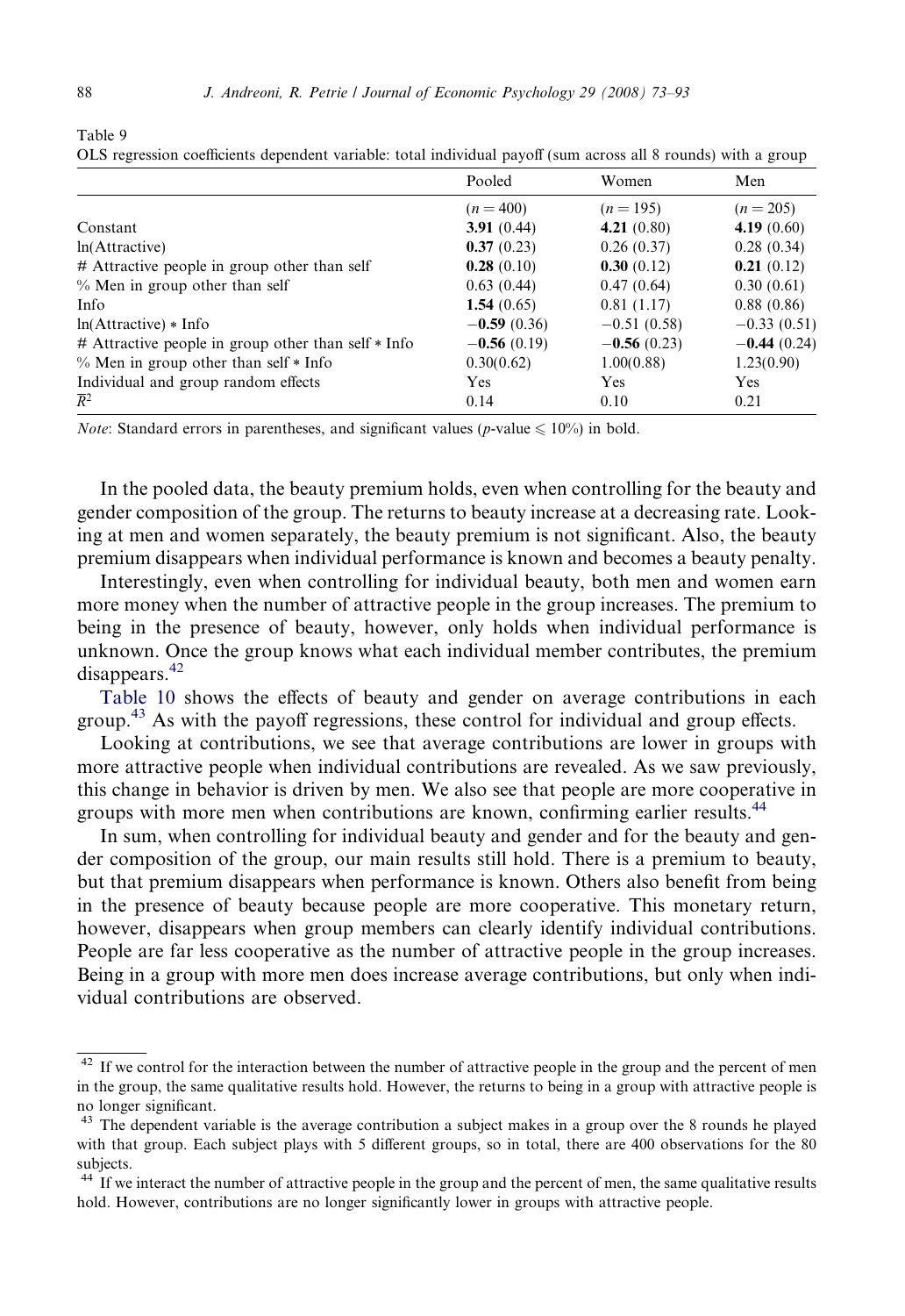Table 9

OLS regression coefficients dependent variable: total individual payoff (sum across all 8 rounds) with a group

| | Pooled | Women | Men |
|---|---|---|---|
| | ($n = 400$) | ($n = 195$) | ($n = 205$) |
| Constant | **3.91** (0.44) | **4.21** (0.80) | **4.19** (0.60) |
| ln(Attractive) | **0.37** (0.23) | 0.26 (0.37) | 0.28 (0.34) |
| # Attractive people in group other than self | **0.28** (0.10) | **0.30** (0.12) | **0.21** (0.12) |
| % Men in group other than self | 0.63 (0.44) | 0.47 (0.64) | 0.30 (0.61) |
| Info | **1.54** (0.65) | 0.81 (1.17) | 0.88 (0.86) |
| ln(Attractive) * Info | **−0.59** (0.36) | −0.51 (0.58) | −0.33 (0.51) |
| # Attractive people in group other than self * Info | **−0.56** (0.19) | **−0.56** (0.23) | **−0.44** (0.24) |
| % Men in group other than self * Info | 0.30(0.62) | 1.00(0.88) | 1.23(0.90) |
| Individual and group random effects | Yes | Yes | Yes |
| $\bar{R}^2$ | 0.14 | 0.10 | 0.21 |

*Note*: Standard errors in parentheses, and significant values ($p$-value $\leqslant$ 10%) in bold.

In the pooled data, the beauty premium holds, even when controlling for the beauty and gender composition of the group. The returns to beauty increase at a decreasing rate. Looking at men and women separately, the beauty premium is not significant. Also, the beauty premium disappears when individual performance is known and becomes a beauty penalty.

Interestingly, even when controlling for individual beauty, both men and women earn more money when the number of attractive people in the group increases. The premium to being in the presence of beauty, however, only holds when individual performance is unknown. Once the group knows what each individual member contributes, the premium disappears.[42]

Table 10 shows the effects of beauty and gender on average contributions in each group.[43] As with the payoff regressions, these control for individual and group effects.

Looking at contributions, we see that average contributions are lower in groups with more attractive people when individual contributions are revealed. As we saw previously, this change in behavior is driven by men. We also see that people are more cooperative in groups with more men when contributions are known, confirming earlier results.[44]

In sum, when controlling for individual beauty and gender and for the beauty and gender composition of the group, our main results still hold. There is a premium to beauty, but that premium disappears when performance is known. Others also benefit from being in the presence of beauty because people are more cooperative. This monetary return, however, disappears when group members can clearly identify individual contributions. People are far less cooperative as the number of attractive people in the group increases. Being in a group with more men does increase average contributions, but only when individual contributions are observed.

[42] If we control for the interaction between the number of attractive people in the group and the percent of men in the group, the same qualitative results hold. However, the returns to being in a group with attractive people is no longer significant.

[43] The dependent variable is the average contribution a subject makes in a group over the 8 rounds he played with that group. Each subject plays with 5 different groups, so in total, there are 400 observations for the 80 subjects.

[44] If we interact the number of attractive people in the group and the percent of men, the same qualitative results hold. However, contributions are no longer significantly lower in groups with attractive people.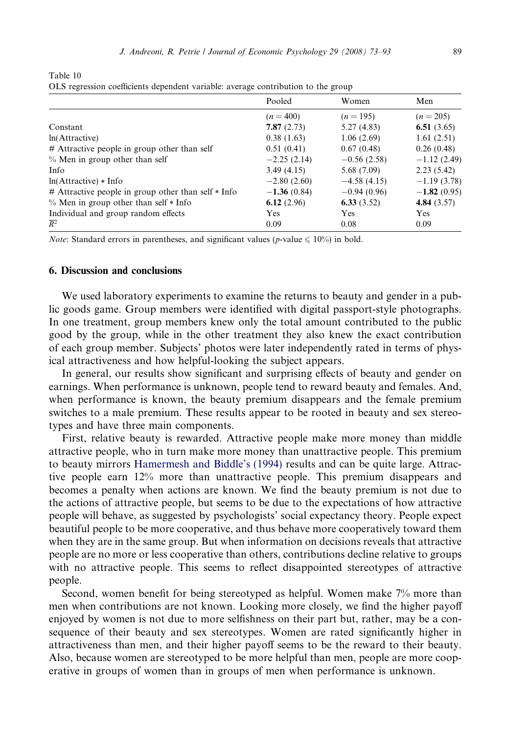Table 10

OLS regression coefficients dependent variable: average contribution to the group

| | Pooled | Women | Men |
|---|---|---|---|
| | ($n = 400$) | ($n = 195$) | ($n = 205$) |
| Constant | **7.87** (2.73) | 5.27 (4.83) | **6.51** (3.65) |
| ln(Attractive) | 0.38 (1.63) | 1.06 (2.69) | 1.61 (2.51) |
| # Attractive people in group other than self | 0.51 (0.41) | 0.67 (0.48) | 0.26 (0.48) |
| % Men in group other than self | −2.25 (2.14) | −0.56 (2.58) | −1.12 (2.49) |
| Info | 3.49 (4.15) | 5.68 (7.09) | 2.23 (5.42) |
| ln(Attractive) * Info | −2.80 (2.60) | −4.58 (4.15) | −1.19 (3.78) |
| # Attractive people in group other than self * Info | **−1.36** (0.84) | −0.94 (0.96) | **−1.82** (0.95) |
| % Men in group other than self * Info | **6.12** (2.96) | **6.33** (3.52) | **4.84** (3.57) |
| Individual and group random effects | Yes | Yes | Yes |
| $\overline{R}^2$ | 0.09 | 0.08 | 0.09 |

*Note*: Standard errors in parentheses, and significant values ($p$-value $\leqslant$ 10%) in bold.

## 6. Discussion and conclusions

We used laboratory experiments to examine the returns to beauty and gender in a public goods game. Group members were identified with digital passport-style photographs. In one treatment, group members knew only the total amount contributed to the public good by the group, while in the other treatment they also knew the exact contribution of each group member. Subjects' photos were later independently rated in terms of physical attractiveness and how helpful-looking the subject appears.

In general, our results show significant and surprising effects of beauty and gender on earnings. When performance is unknown, people tend to reward beauty and females. And, when performance is known, the beauty premium disappears and the female premium switches to a male premium. These results appear to be rooted in beauty and sex stereotypes and have three main components.

First, relative beauty is rewarded. Attractive people make more money than middle attractive people, who in turn make more money than unattractive people. This premium to beauty mirrors Hamermesh and Biddle's (1994) results and can be quite large. Attractive people earn 12% more than unattractive people. This premium disappears and becomes a penalty when actions are known. We find the beauty premium is not due to the actions of attractive people, but seems to be due to the expectations of how attractive people will behave, as suggested by psychologists' social expectancy theory. People expect beautiful people to be more cooperative, and thus behave more cooperatively toward them when they are in the same group. But when information on decisions reveals that attractive people are no more or less cooperative than others, contributions decline relative to groups with no attractive people. This seems to reflect disappointed stereotypes of attractive people.

Second, women benefit for being stereotyped as helpful. Women make 7% more than men when contributions are not known. Looking more closely, we find the higher payoff enjoyed by women is not due to more selfishness on their part but, rather, may be a consequence of their beauty and sex stereotypes. Women are rated significantly higher in attractiveness than men, and their higher payoff seems to be the reward to their beauty. Also, because women are stereotyped to be more helpful than men, people are more cooperative in groups of women than in groups of men when performance is unknown.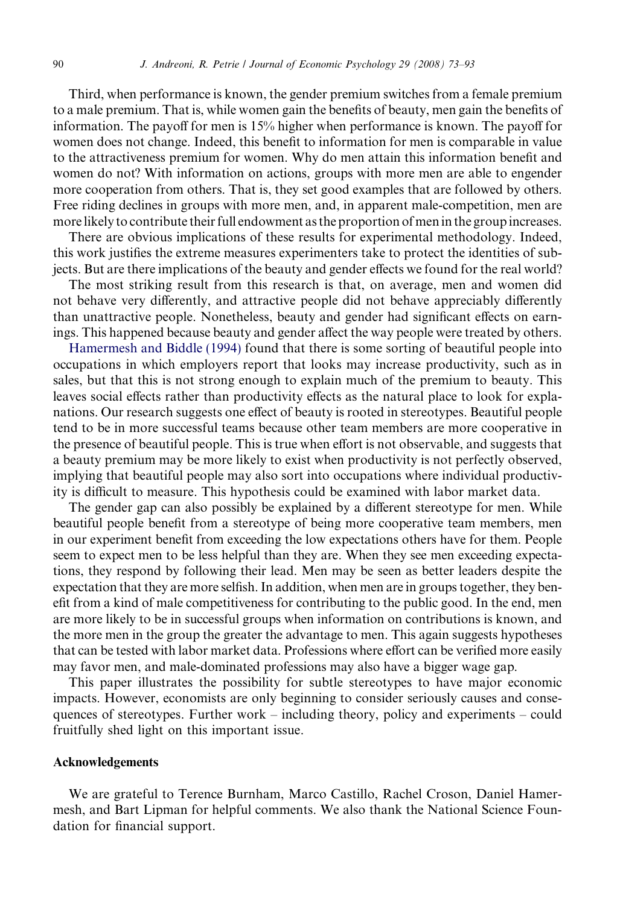Third, when performance is known, the gender premium switches from a female premium to a male premium. That is, while women gain the benefits of beauty, men gain the benefits of information. The payoff for men is 15% higher when performance is known. The payoff for women does not change. Indeed, this benefit to information for men is comparable in value to the attractiveness premium for women. Why do men attain this information benefit and women do not? With information on actions, groups with more men are able to engender more cooperation from others. That is, they set good examples that are followed by others. Free riding declines in groups with more men, and, in apparent male-competition, men are more likely to contribute their full endowment as the proportion of men in the group increases.

There are obvious implications of these results for experimental methodology. Indeed, this work justifies the extreme measures experimenters take to protect the identities of subjects. But are there implications of the beauty and gender effects we found for the real world?

The most striking result from this research is that, on average, men and women did not behave very differently, and attractive people did not behave appreciably differently than unattractive people. Nonetheless, beauty and gender had significant effects on earnings. This happened because beauty and gender affect the way people were treated by others. Hamermesh and Biddle (1994) found that there is some sorting of beautiful people into occupations in which employers report that looks may increase productivity, such as in sales, but that this is not strong enough to explain much of the premium to beauty. This leaves social effects rather than productivity effects as the natural place to look for explanations. Our research suggests one effect of beauty is rooted in stereotypes. Beautiful people tend to be in more successful teams because other team members are more cooperative in the presence of beautiful people. This is true when effort is not observable, and suggests that a beauty premium may be more likely to exist when productivity is not perfectly observed, implying that beautiful people may also sort into occupations where individual productivity is difficult to measure. This hypothesis could be examined with labor market data.

The gender gap can also possibly be explained by a different stereotype for men. While beautiful people benefit from a stereotype of being more cooperative team members, men in our experiment benefit from exceeding the low expectations others have for them. People seem to expect men to be less helpful than they are. When they see men exceeding expectations, they respond by following their lead. Men may be seen as better leaders despite the expectation that they are more selfish. In addition, when men are in groups together, they benefit from a kind of male competitiveness for contributing to the public good. In the end, men are more likely to be in successful groups when information on contributions is known, and the more men in the group the greater the advantage to men. This again suggests hypotheses that can be tested with labor market data. Professions where effort can be verified more easily may favor men, and male-dominated professions may also have a bigger wage gap.

This paper illustrates the possibility for subtle stereotypes to have major economic impacts. However, economists are only beginning to consider seriously causes and consequences of stereotypes. Further work – including theory, policy and experiments – could fruitfully shed light on this important issue.

## Acknowledgements

We are grateful to Terence Burnham, Marco Castillo, Rachel Croson, Daniel Hamermesh, and Bart Lipman for helpful comments. We also thank the National Science Foundation for financial support.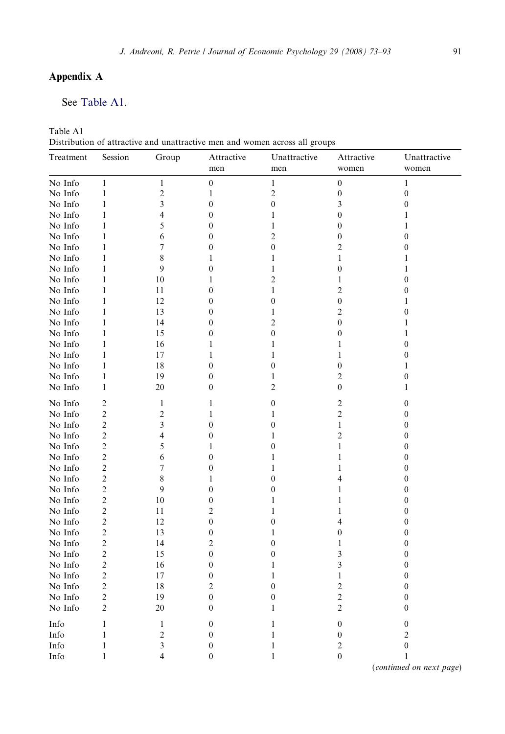## Appendix A

See Table A1.

Table A1
Distribution of attractive and unattractive men and women across all groups

| Treatment | Session | Group | Attractive men | Unattractive men | Attractive women | Unattractive women |
|---|---|---|---|---|---|---|
| No Info | 1 | 1 | 0 | 1 | 0 | 1 |
| No Info | 1 | 2 | 1 | 2 | 0 | 0 |
| No Info | 1 | 3 | 0 | 0 | 3 | 0 |
| No Info | 1 | 4 | 0 | 1 | 0 | 1 |
| No Info | 1 | 5 | 0 | 1 | 0 | 1 |
| No Info | 1 | 6 | 0 | 2 | 0 | 0 |
| No Info | 1 | 7 | 0 | 0 | 2 | 0 |
| No Info | 1 | 8 | 1 | 1 | 1 | 1 |
| No Info | 1 | 9 | 0 | 1 | 0 | 1 |
| No Info | 1 | 10 | 1 | 2 | 1 | 0 |
| No Info | 1 | 11 | 0 | 1 | 2 | 0 |
| No Info | 1 | 12 | 0 | 0 | 0 | 1 |
| No Info | 1 | 13 | 0 | 1 | 2 | 0 |
| No Info | 1 | 14 | 0 | 2 | 0 | 1 |
| No Info | 1 | 15 | 0 | 0 | 0 | 1 |
| No Info | 1 | 16 | 1 | 1 | 1 | 0 |
| No Info | 1 | 17 | 1 | 1 | 1 | 0 |
| No Info | 1 | 18 | 0 | 0 | 0 | 1 |
| No Info | 1 | 19 | 0 | 1 | 2 | 0 |
| No Info | 1 | 20 | 0 | 2 | 0 | 1 |
| No Info | 2 | 1 | 1 | 0 | 2 | 0 |
| No Info | 2 | 2 | 1 | 1 | 2 | 0 |
| No Info | 2 | 3 | 0 | 0 | 1 | 0 |
| No Info | 2 | 4 | 0 | 1 | 2 | 0 |
| No Info | 2 | 5 | 1 | 0 | 1 | 0 |
| No Info | 2 | 6 | 0 | 1 | 1 | 0 |
| No Info | 2 | 7 | 0 | 1 | 1 | 0 |
| No Info | 2 | 8 | 1 | 0 | 4 | 0 |
| No Info | 2 | 9 | 0 | 0 | 1 | 0 |
| No Info | 2 | 10 | 0 | 1 | 1 | 0 |
| No Info | 2 | 11 | 2 | 1 | 1 | 0 |
| No Info | 2 | 12 | 0 | 0 | 4 | 0 |
| No Info | 2 | 13 | 0 | 1 | 0 | 0 |
| No Info | 2 | 14 | 2 | 0 | 1 | 0 |
| No Info | 2 | 15 | 0 | 0 | 3 | 0 |
| No Info | 2 | 16 | 0 | 1 | 3 | 0 |
| No Info | 2 | 17 | 0 | 1 | 1 | 0 |
| No Info | 2 | 18 | 2 | 0 | 2 | 0 |
| No Info | 2 | 19 | 0 | 0 | 2 | 0 |
| No Info | 2 | 20 | 0 | 1 | 2 | 0 |
| Info | 1 | 1 | 0 | 1 | 0 | 0 |
| Info | 1 | 2 | 0 | 1 | 0 | 2 |
| Info | 1 | 3 | 0 | 1 | 2 | 0 |
| Info | 1 | 4 | 0 | 1 | 0 | 1 |

(*continued on next page*)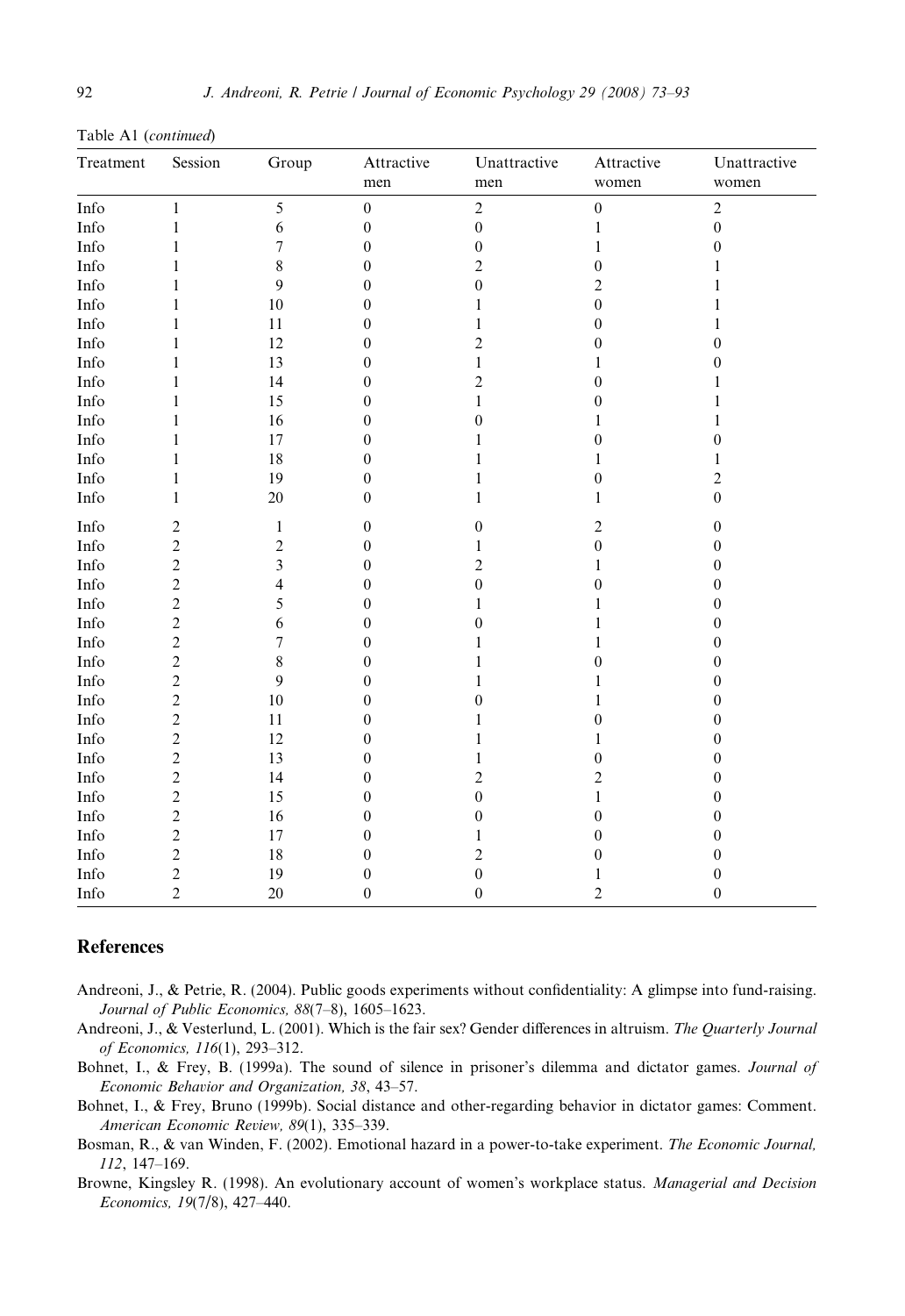Table A1 (*continued*)

| Treatment | Session | Group | Attractive men | Unattractive men | Attractive women | Unattractive women |
|---|---|---|---|---|---|---|
| Info | 1 | 5 | 0 | 2 | 0 | 2 |
| Info | 1 | 6 | 0 | 0 | 1 | 0 |
| Info | 1 | 7 | 0 | 0 | 1 | 0 |
| Info | 1 | 8 | 0 | 2 | 0 | 1 |
| Info | 1 | 9 | 0 | 0 | 2 | 1 |
| Info | 1 | 10 | 0 | 1 | 0 | 1 |
| Info | 1 | 11 | 0 | 1 | 0 | 1 |
| Info | 1 | 12 | 0 | 2 | 0 | 0 |
| Info | 1 | 13 | 0 | 1 | 1 | 0 |
| Info | 1 | 14 | 0 | 2 | 0 | 1 |
| Info | 1 | 15 | 0 | 1 | 0 | 1 |
| Info | 1 | 16 | 0 | 0 | 1 | 1 |
| Info | 1 | 17 | 0 | 1 | 0 | 0 |
| Info | 1 | 18 | 0 | 1 | 1 | 1 |
| Info | 1 | 19 | 0 | 1 | 0 | 2 |
| Info | 1 | 20 | 0 | 1 | 1 | 0 |
| Info | 2 | 1 | 0 | 0 | 2 | 0 |
| Info | 2 | 2 | 0 | 1 | 0 | 0 |
| Info | 2 | 3 | 0 | 2 | 1 | 0 |
| Info | 2 | 4 | 0 | 0 | 0 | 0 |
| Info | 2 | 5 | 0 | 1 | 1 | 0 |
| Info | 2 | 6 | 0 | 0 | 1 | 0 |
| Info | 2 | 7 | 0 | 1 | 1 | 0 |
| Info | 2 | 8 | 0 | 1 | 0 | 0 |
| Info | 2 | 9 | 0 | 1 | 1 | 0 |
| Info | 2 | 10 | 0 | 0 | 1 | 0 |
| Info | 2 | 11 | 0 | 1 | 0 | 0 |
| Info | 2 | 12 | 0 | 1 | 1 | 0 |
| Info | 2 | 13 | 0 | 1 | 0 | 0 |
| Info | 2 | 14 | 0 | 2 | 2 | 0 |
| Info | 2 | 15 | 0 | 0 | 1 | 0 |
| Info | 2 | 16 | 0 | 0 | 0 | 0 |
| Info | 2 | 17 | 0 | 1 | 0 | 0 |
| Info | 2 | 18 | 0 | 2 | 0 | 0 |
| Info | 2 | 19 | 0 | 0 | 1 | 0 |
| Info | 2 | 20 | 0 | 0 | 2 | 0 |

## References

Andreoni, J., & Petrie, R. (2004). Public goods experiments without confidentiality: A glimpse into fund-raising. *Journal of Public Economics, 88*(7–8), 1605–1623.

Andreoni, J., & Vesterlund, L. (2001). Which is the fair sex? Gender differences in altruism. *The Quarterly Journal of Economics, 116*(1), 293–312.

Bohnet, I., & Frey, B. (1999a). The sound of silence in prisoner's dilemma and dictator games. *Journal of Economic Behavior and Organization, 38*, 43–57.

Bohnet, I., & Frey, Bruno (1999b). Social distance and other-regarding behavior in dictator games: Comment. *American Economic Review, 89*(1), 335–339.

Bosman, R., & van Winden, F. (2002). Emotional hazard in a power-to-take experiment. *The Economic Journal, 112*, 147–169.

Browne, Kingsley R. (1998). An evolutionary account of women's workplace status. *Managerial and Decision Economics, 19*(7/8), 427–440.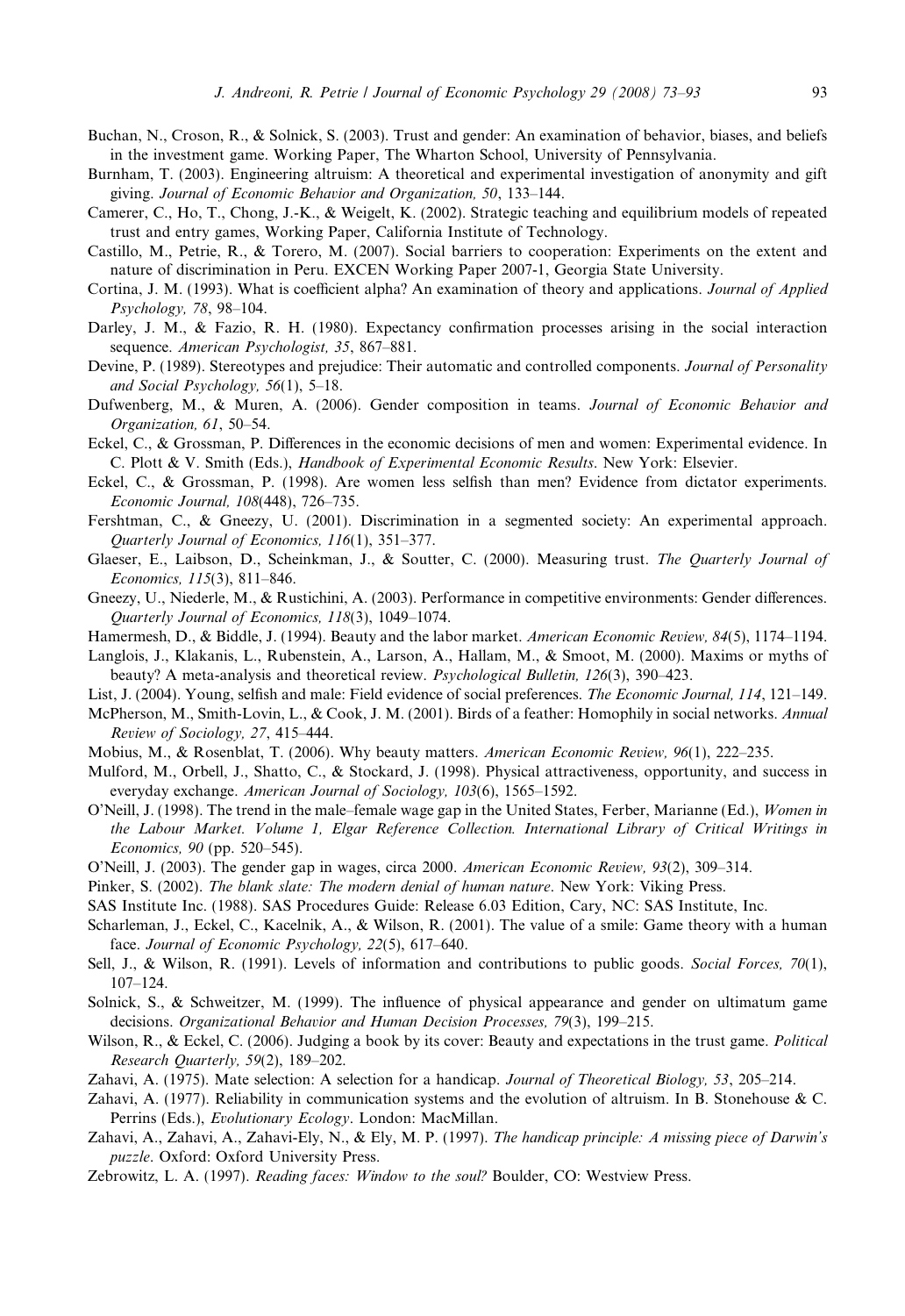Buchan, N., Croson, R., & Solnick, S. (2003). Trust and gender: An examination of behavior, biases, and beliefs in the investment game. Working Paper, The Wharton School, University of Pennsylvania.

Burnham, T. (2003). Engineering altruism: A theoretical and experimental investigation of anonymity and gift giving. *Journal of Economic Behavior and Organization, 50*, 133–144.

Camerer, C., Ho, T., Chong, J.-K., & Weigelt, K. (2002). Strategic teaching and equilibrium models of repeated trust and entry games, Working Paper, California Institute of Technology.

Castillo, M., Petrie, R., & Torero, M. (2007). Social barriers to cooperation: Experiments on the extent and nature of discrimination in Peru. EXCEN Working Paper 2007-1, Georgia State University.

Cortina, J. M. (1993). What is coefficient alpha? An examination of theory and applications. *Journal of Applied Psychology, 78*, 98–104.

Darley, J. M., & Fazio, R. H. (1980). Expectancy confirmation processes arising in the social interaction sequence. *American Psychologist, 35*, 867–881.

Devine, P. (1989). Stereotypes and prejudice: Their automatic and controlled components. *Journal of Personality and Social Psychology, 56*(1), 5–18.

Dufwenberg, M., & Muren, A. (2006). Gender composition in teams. *Journal of Economic Behavior and Organization, 61*, 50–54.

Eckel, C., & Grossman, P. Differences in the economic decisions of men and women: Experimental evidence. In C. Plott & V. Smith (Eds.), *Handbook of Experimental Economic Results*. New York: Elsevier.

Eckel, C., & Grossman, P. (1998). Are women less selfish than men? Evidence from dictator experiments. *Economic Journal, 108*(448), 726–735.

Fershtman, C., & Gneezy, U. (2001). Discrimination in a segmented society: An experimental approach. *Quarterly Journal of Economics, 116*(1), 351–377.

Glaeser, E., Laibson, D., Scheinkman, J., & Soutter, C. (2000). Measuring trust. *The Quarterly Journal of Economics, 115*(3), 811–846.

Gneezy, U., Niederle, M., & Rustichini, A. (2003). Performance in competitive environments: Gender differences. *Quarterly Journal of Economics, 118*(3), 1049–1074.

Hamermesh, D., & Biddle, J. (1994). Beauty and the labor market. *American Economic Review, 84*(5), 1174–1194.

Langlois, J., Klakanis, L., Rubenstein, A., Larson, A., Hallam, M., & Smoot, M. (2000). Maxims or myths of beauty? A meta-analysis and theoretical review. *Psychological Bulletin, 126*(3), 390–423.

List, J. (2004). Young, selfish and male: Field evidence of social preferences. *The Economic Journal, 114*, 121–149.

McPherson, M., Smith-Lovin, L., & Cook, J. M. (2001). Birds of a feather: Homophily in social networks. *Annual Review of Sociology, 27*, 415–444.

Mobius, M., & Rosenblat, T. (2006). Why beauty matters. *American Economic Review, 96*(1), 222–235.

Mulford, M., Orbell, J., Shatto, C., & Stockard, J. (1998). Physical attractiveness, opportunity, and success in everyday exchange. *American Journal of Sociology, 103*(6), 1565–1592.

O'Neill, J. (1998). The trend in the male–female wage gap in the United States, Ferber, Marianne (Ed.), *Women in the Labour Market. Volume 1, Elgar Reference Collection. International Library of Critical Writings in Economics, 90* (pp. 520–545).

O'Neill, J. (2003). The gender gap in wages, circa 2000. *American Economic Review, 93*(2), 309–314.

Pinker, S. (2002). *The blank slate: The modern denial of human nature*. New York: Viking Press.

SAS Institute Inc. (1988). SAS Procedures Guide: Release 6.03 Edition, Cary, NC: SAS Institute, Inc.

Scharleman, J., Eckel, C., Kacelnik, A., & Wilson, R. (2001). The value of a smile: Game theory with a human face. *Journal of Economic Psychology, 22*(5), 617–640.

Sell, J., & Wilson, R. (1991). Levels of information and contributions to public goods. *Social Forces, 70*(1), 107–124.

Solnick, S., & Schweitzer, M. (1999). The influence of physical appearance and gender on ultimatum game decisions. *Organizational Behavior and Human Decision Processes, 79*(3), 199–215.

Wilson, R., & Eckel, C. (2006). Judging a book by its cover: Beauty and expectations in the trust game. *Political Research Quarterly, 59*(2), 189–202.

Zahavi, A. (1975). Mate selection: A selection for a handicap. *Journal of Theoretical Biology, 53*, 205–214.

Zahavi, A. (1977). Reliability in communication systems and the evolution of altruism. In B. Stonehouse & C. Perrins (Eds.), *Evolutionary Ecology*. London: MacMillan.

Zahavi, A., Zahavi, A., Zahavi-Ely, N., & Ely, M. P. (1997). *The handicap principle: A missing piece of Darwin's puzzle*. Oxford: Oxford University Press.

Zebrowitz, L. A. (1997). *Reading faces: Window to the soul?* Boulder, CO: Westview Press.